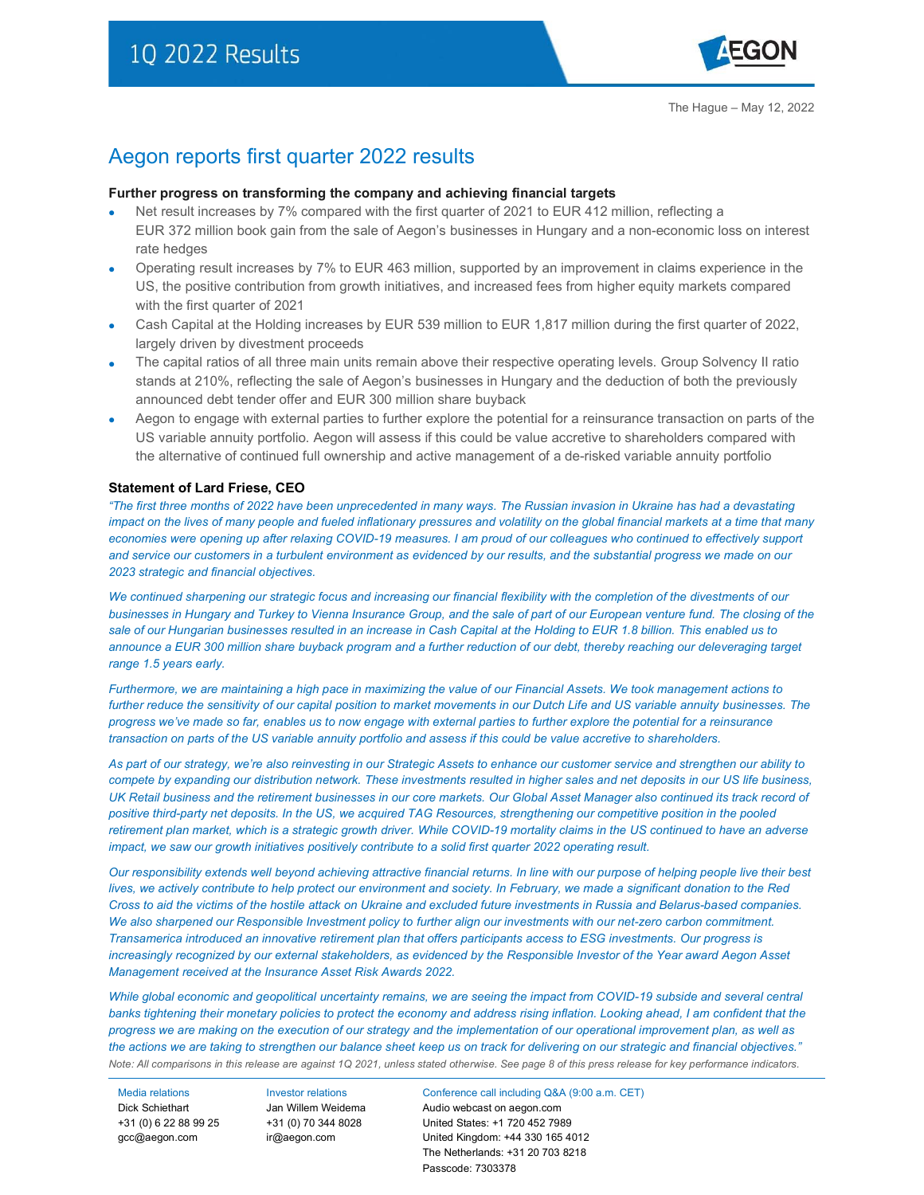# 1Q 2022 Results

The Hague – May 12, 2022

## Aegon reports first quarter 2022 results

**Further progress on transforming the company and achieving financial targets**

- Net result increases by 7% compared with the first quarter of 2021 to EUR 412 million, reflecting a EUR 372 million book gain from the sale of Aegon's businesses in Hungary and a non-economic loss on interest rate hedges
- Operating result increases by 7% to EUR 463 million, supported by an improvement in claims experience in the US, the positive contribution from growth initiatives, and increased fees from higher equity markets compared with the first quarter of 2021
- Cash Capital at the Holding increases by EUR 539 million to EUR 1,817 million during the first quarter of 2022, largely driven by divestment proceeds
- The capital ratios of all three main units remain above their respective operating levels. Group Solvency II ratio stands at 210%, reflecting the sale of Aegon's businesses in Hungary and the deduction of both the previously announced debt tender offer and EUR 300 million share buyback
- Aegon to engage with external parties to further explore the potential for a reinsurance transaction on parts of the US variable annuity portfolio. Aegon will assess if this could be value accretive to shareholders compared with the alternative of continued full ownership and active management of a de-risked variable annuity portfolio

**Statement of Lard Friese, CEO**

*"The first three months of 2022 have been unprecedented in many ways. The Russian invasion in Ukraine has had a devastating impact on the lives of many people and fueled inflationary pressures and volatility on the global financial markets at a time that many economies were opening up after relaxing COVID-19 measures. I am proud of our colleagues who continued to effectively support and service our customers in a turbulent environment as evidenced by our results, and the substantial progress we made on our 2023 strategic and financial objectives.*

*We continued sharpening our strategic focus and increasing our financial flexibility with the completion of the divestments of our businesses in Hungary and Turkey to Vienna Insurance Group, and the sale of part of our European venture fund. The closing of the sale of our Hungarian businesses resulted in an increase in Cash Capital at the Holding to EUR 1.8 billion. This enabled us to announce a EUR 300 million share buyback program and a further reduction of our debt, thereby reaching our deleveraging target range 1.5 years early.*

*Furthermore, we are maintaining a high pace in maximizing the value of our Financial Assets. We took management actions to further reduce the sensitivity of our capital position to market movements in our Dutch Life and US variable annuity businesses. The progress we've made so far, enables us to now engage with external parties to further explore the potential for a reinsurance transaction on parts of the US variable annuity portfolio and assess if this could be value accretive to shareholders.*

*As part of our strategy, we're also reinvesting in our Strategic Assets to enhance our customer service and strengthen our ability to compete by expanding our distribution network. These investments resulted in higher sales and net deposits in our US life business, UK Retail business and the retirement businesses in our core markets. Our Global Asset Manager also continued its track record of positive third-party net deposits. In the US, we acquired TAG Resources, strengthening our competitive position in the pooled retirement plan market, which is a strategic growth driver. While COVID-19 mortality claims in the US continued to have an adverse impact, we saw our growth initiatives positively contribute to a solid first quarter 2022 operating result.*

*Our responsibility extends well beyond achieving attractive financial returns. In line with our purpose of helping people live their best lives, we actively contribute to help protect our environment and society. In February, we made a significant donation to the Red Cross to aid the victims of the hostile attack on Ukraine and excluded future investments in Russia and Belarus-based companies. We also sharpened our Responsible Investment policy to further align our investments with our net-zero carbon commitment. Transamerica introduced an innovative retirement plan that offers participants access to ESG investments. Our progress is increasingly recognized by our external stakeholders, as evidenced by the Responsible Investor of the Year award Aegon Asset Management received at the Insurance Asset Risk Awards 2022.*

*While global economic and geopolitical uncertainty remains, we are seeing the impact from COVID-19 subside and several central banks tightening their monetary policies to protect the economy and address rising inflation. Looking ahead, I am confident that the progress we are making on the execution of our strategy and the implementation of our operational improvement plan, as well as the actions we are taking to strengthen our balance sheet keep us on track for delivering on our strategic and financial objectives."*

*Note: All comparisons in this release are against 1Q 2021, unless stated otherwise. See page 8 of this press release for key performance indicators.*

Media relations
Dick Schiethart
+31 (0) 6 22 88 99 25
gcc@aegon.com

Investor relations
Jan Willem Weidema
+31 (0) 70 344 8028
ir@aegon.com

Conference call including Q&A (9:00 a.m. CET)
Audio webcast on aegon.com
United States: +1 720 452 7989
United Kingdom: +44 330 165 4012
The Netherlands: +31 20 703 8218
Passcode: 7303378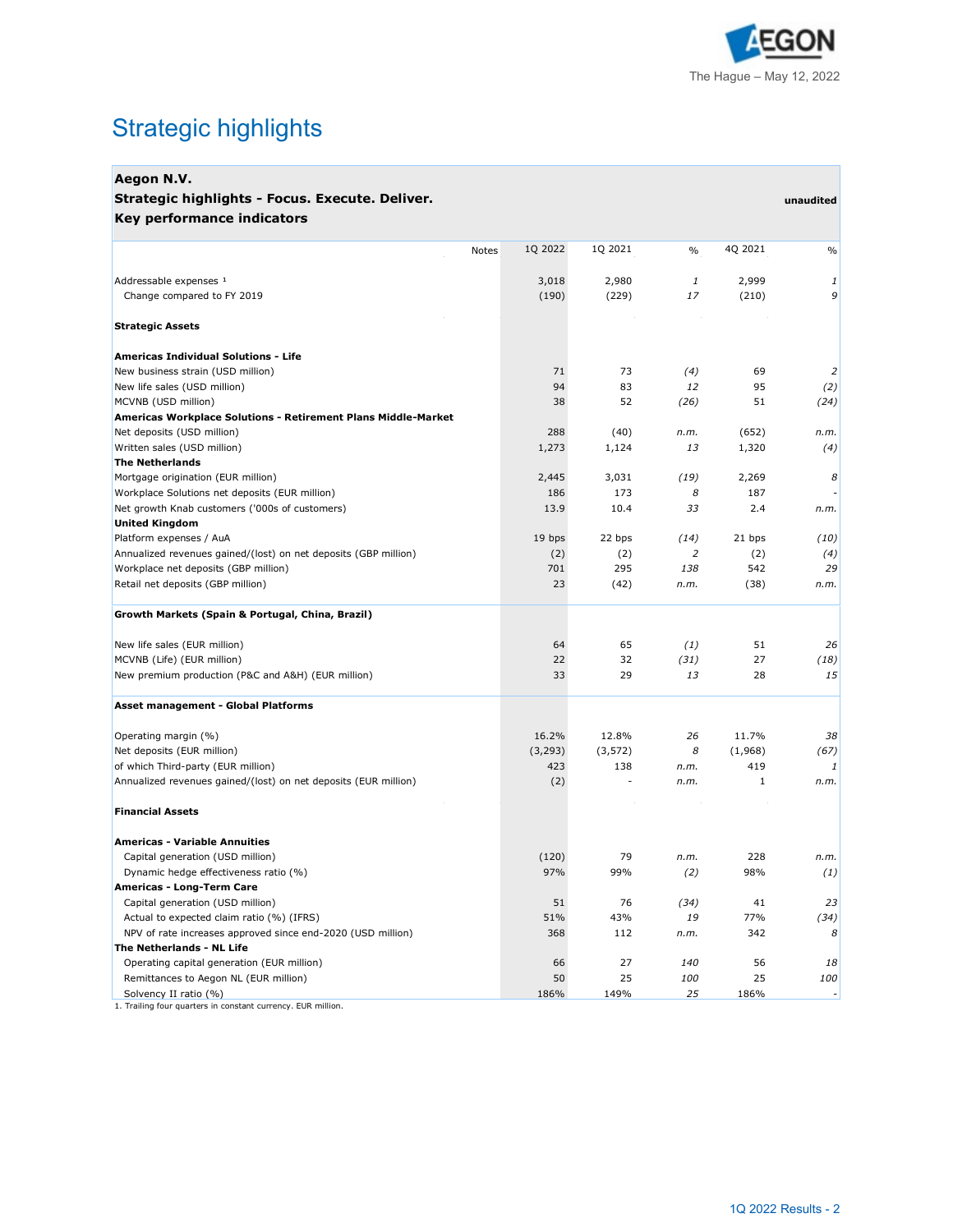# Strategic highlights

**Aegon N.V.**
**Strategic highlights - Focus. Execute. Deliver.**
**Key performance indicators**

unaudited

| | Notes | 1Q 2022 | 1Q 2021 | % | 4Q 2021 | % |
|---|---|---|---|---|---|---|
| Addressable expenses [1] | | 3,018 | 2,980 | *1* | 2,999 | *1* |
| Change compared to FY 2019 | | (190) | (229) | *17* | (210) | *9* |
| **Strategic Assets** | | | | | | |
| **Americas Individual Solutions - Life** | | | | | | |
| New business strain (USD million) | | 71 | 73 | *(4)* | 69 | *2* |
| New life sales (USD million) | | 94 | 83 | *12* | 95 | *(2)* |
| MCVNB (USD million) | | 38 | 52 | *(26)* | 51 | *(24)* |
| **Americas Workplace Solutions - Retirement Plans Middle-Market** | | | | | | |
| Net deposits (USD million) | | 288 | (40) | *n.m.* | (652) | *n.m.* |
| Written sales (USD million) | | 1,273 | 1,124 | *13* | 1,320 | *(4)* |
| **The Netherlands** | | | | | | |
| Mortgage origination (EUR million) | | 2,445 | 3,031 | *(19)* | 2,269 | *8* |
| Workplace Solutions net deposits (EUR million) | | 186 | 173 | *8* | 187 | - |
| Net growth Knab customers ('000s of customers) | | 13.9 | 10.4 | *33* | 2.4 | *n.m.* |
| **United Kingdom** | | | | | | |
| Platform expenses / AuA | | 19 bps | 22 bps | *(14)* | 21 bps | *(10)* |
| Annualized revenues gained/(lost) on net deposits (GBP million) | | (2) | (2) | *2* | (2) | *(4)* |
| Workplace net deposits (GBP million) | | 701 | 295 | *138* | 542 | *29* |
| Retail net deposits (GBP million) | | 23 | (42) | *n.m.* | (38) | *n.m.* |
| **Growth Markets (Spain & Portugal, China, Brazil)** | | | | | | |
| New life sales (EUR million) | | 64 | 65 | *(1)* | 51 | *26* |
| MCVNB (Life) (EUR million) | | 22 | 32 | *(31)* | 27 | *(18)* |
| New premium production (P&C and A&H) (EUR million) | | 33 | 29 | *13* | 28 | *15* |
| **Asset management - Global Platforms** | | | | | | |
| Operating margin (%) | | 16.2% | 12.8% | *26* | 11.7% | *38* |
| Net deposits (EUR million) | | (3,293) | (3,572) | *8* | (1,968) | *(67)* |
| of which Third-party (EUR million) | | 423 | 138 | *n.m.* | 419 | *1* |
| Annualized revenues gained/(lost) on net deposits (EUR million) | | (2) | - | *n.m.* | 1 | *n.m.* |
| **Financial Assets** | | | | | | |
| **Americas - Variable Annuities** | | | | | | |
| Capital generation (USD million) | | (120) | 79 | *n.m.* | 228 | *n.m.* |
| Dynamic hedge effectiveness ratio (%) | | 97% | 99% | *(2)* | 98% | *(1)* |
| **Americas - Long-Term Care** | | | | | | |
| Capital generation (USD million) | | 51 | 76 | *(34)* | 41 | *23* |
| Actual to expected claim ratio (%) (IFRS) | | 51% | 43% | *19* | 77% | *(34)* |
| NPV of rate increases approved since end-2020 (USD million) | | 368 | 112 | *n.m.* | 342 | *8* |
| **The Netherlands - NL Life** | | | | | | |
| Operating capital generation (EUR million) | | 66 | 27 | *140* | 56 | *18* |
| Remittances to Aegon NL (EUR million) | | 50 | 25 | *100* | 25 | *100* |
| Solvency II ratio (%) | | 186% | 149% | *25* | 186% | - |

1. Trailing four quarters in constant currency. EUR million.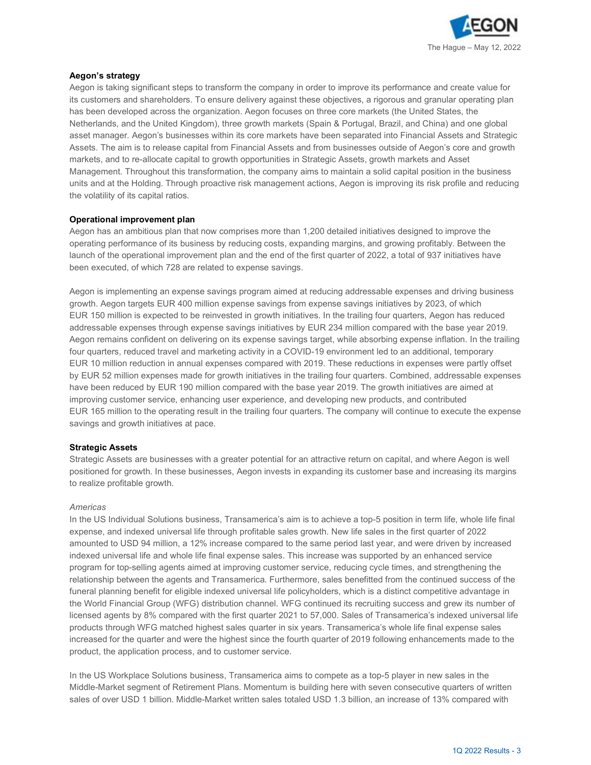**Aegon's strategy**

Aegon is taking significant steps to transform the company in order to improve its performance and create value for its customers and shareholders. To ensure delivery against these objectives, a rigorous and granular operating plan has been developed across the organization. Aegon focuses on three core markets (the United States, the Netherlands, and the United Kingdom), three growth markets (Spain & Portugal, Brazil, and China) and one global asset manager. Aegon's businesses within its core markets have been separated into Financial Assets and Strategic Assets. The aim is to release capital from Financial Assets and from businesses outside of Aegon's core and growth markets, and to re-allocate capital to growth opportunities in Strategic Assets, growth markets and Asset Management. Throughout this transformation, the company aims to maintain a solid capital position in the business units and at the Holding. Through proactive risk management actions, Aegon is improving its risk profile and reducing the volatility of its capital ratios.

**Operational improvement plan**

Aegon has an ambitious plan that now comprises more than 1,200 detailed initiatives designed to improve the operating performance of its business by reducing costs, expanding margins, and growing profitably. Between the launch of the operational improvement plan and the end of the first quarter of 2022, a total of 937 initiatives have been executed, of which 728 are related to expense savings.

Aegon is implementing an expense savings program aimed at reducing addressable expenses and driving business growth. Aegon targets EUR 400 million expense savings from expense savings initiatives by 2023, of which EUR 150 million is expected to be reinvested in growth initiatives. In the trailing four quarters, Aegon has reduced addressable expenses through expense savings initiatives by EUR 234 million compared with the base year 2019. Aegon remains confident on delivering on its expense savings target, while absorbing expense inflation. In the trailing four quarters, reduced travel and marketing activity in a COVID-19 environment led to an additional, temporary EUR 10 million reduction in annual expenses compared with 2019. These reductions in expenses were partly offset by EUR 52 million expenses made for growth initiatives in the trailing four quarters. Combined, addressable expenses have been reduced by EUR 190 million compared with the base year 2019. The growth initiatives are aimed at improving customer service, enhancing user experience, and developing new products, and contributed EUR 165 million to the operating result in the trailing four quarters. The company will continue to execute the expense savings and growth initiatives at pace.

**Strategic Assets**

Strategic Assets are businesses with a greater potential for an attractive return on capital, and where Aegon is well positioned for growth. In these businesses, Aegon invests in expanding its customer base and increasing its margins to realize profitable growth.

*Americas*

In the US Individual Solutions business, Transamerica's aim is to achieve a top-5 position in term life, whole life final expense, and indexed universal life through profitable sales growth. New life sales in the first quarter of 2022 amounted to USD 94 million, a 12% increase compared to the same period last year, and were driven by increased indexed universal life and whole life final expense sales. This increase was supported by an enhanced service program for top-selling agents aimed at improving customer service, reducing cycle times, and strengthening the relationship between the agents and Transamerica. Furthermore, sales benefitted from the continued success of the funeral planning benefit for eligible indexed universal life policyholders, which is a distinct competitive advantage in the World Financial Group (WFG) distribution channel. WFG continued its recruiting success and grew its number of licensed agents by 8% compared with the first quarter 2021 to 57,000. Sales of Transamerica's indexed universal life products through WFG matched highest sales quarter in six years. Transamerica's whole life final expense sales increased for the quarter and were the highest since the fourth quarter of 2019 following enhancements made to the product, the application process, and to customer service.

In the US Workplace Solutions business, Transamerica aims to compete as a top-5 player in new sales in the Middle-Market segment of Retirement Plans. Momentum is building here with seven consecutive quarters of written sales of over USD 1 billion. Middle-Market written sales totaled USD 1.3 billion, an increase of 13% compared with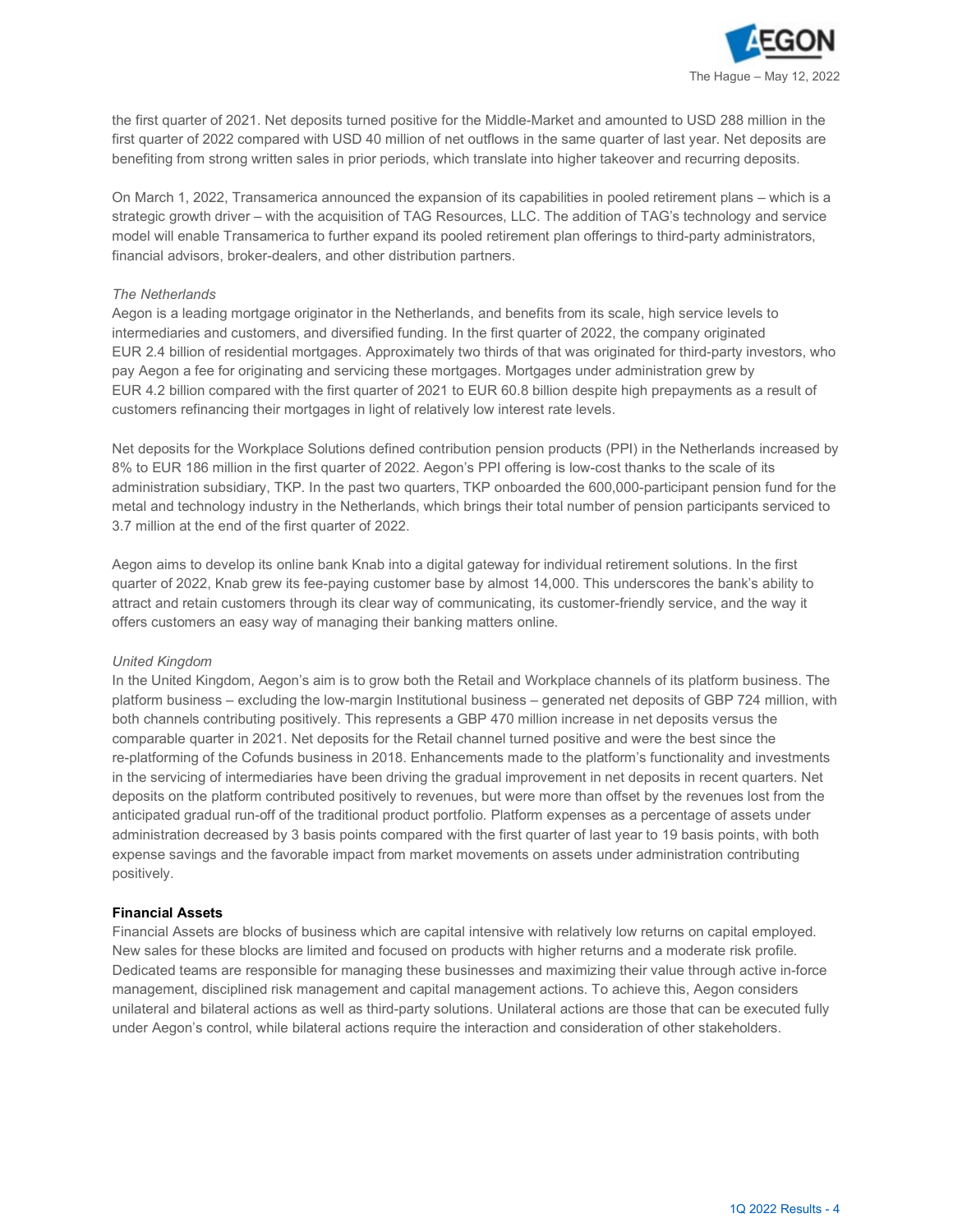the first quarter of 2021. Net deposits turned positive for the Middle-Market and amounted to USD 288 million in the first quarter of 2022 compared with USD 40 million of net outflows in the same quarter of last year. Net deposits are benefiting from strong written sales in prior periods, which translate into higher takeover and recurring deposits.

On March 1, 2022, Transamerica announced the expansion of its capabilities in pooled retirement plans – which is a strategic growth driver – with the acquisition of TAG Resources, LLC. The addition of TAG's technology and service model will enable Transamerica to further expand its pooled retirement plan offerings to third-party administrators, financial advisors, broker-dealers, and other distribution partners.

*The Netherlands*

Aegon is a leading mortgage originator in the Netherlands, and benefits from its scale, high service levels to intermediaries and customers, and diversified funding. In the first quarter of 2022, the company originated EUR 2.4 billion of residential mortgages. Approximately two thirds of that was originated for third-party investors, who pay Aegon a fee for originating and servicing these mortgages. Mortgages under administration grew by EUR 4.2 billion compared with the first quarter of 2021 to EUR 60.8 billion despite high prepayments as a result of customers refinancing their mortgages in light of relatively low interest rate levels.

Net deposits for the Workplace Solutions defined contribution pension products (PPI) in the Netherlands increased by 8% to EUR 186 million in the first quarter of 2022. Aegon's PPI offering is low-cost thanks to the scale of its administration subsidiary, TKP. In the past two quarters, TKP onboarded the 600,000-participant pension fund for the metal and technology industry in the Netherlands, which brings their total number of pension participants serviced to 3.7 million at the end of the first quarter of 2022.

Aegon aims to develop its online bank Knab into a digital gateway for individual retirement solutions. In the first quarter of 2022, Knab grew its fee-paying customer base by almost 14,000. This underscores the bank's ability to attract and retain customers through its clear way of communicating, its customer-friendly service, and the way it offers customers an easy way of managing their banking matters online.

*United Kingdom*

In the United Kingdom, Aegon's aim is to grow both the Retail and Workplace channels of its platform business. The platform business – excluding the low-margin Institutional business – generated net deposits of GBP 724 million, with both channels contributing positively. This represents a GBP 470 million increase in net deposits versus the comparable quarter in 2021. Net deposits for the Retail channel turned positive and were the best since the re-platforming of the Cofunds business in 2018. Enhancements made to the platform's functionality and investments in the servicing of intermediaries have been driving the gradual improvement in net deposits in recent quarters. Net deposits on the platform contributed positively to revenues, but were more than offset by the revenues lost from the anticipated gradual run-off of the traditional product portfolio. Platform expenses as a percentage of assets under administration decreased by 3 basis points compared with the first quarter of last year to 19 basis points, with both expense savings and the favorable impact from market movements on assets under administration contributing positively.

**Financial Assets**

Financial Assets are blocks of business which are capital intensive with relatively low returns on capital employed. New sales for these blocks are limited and focused on products with higher returns and a moderate risk profile. Dedicated teams are responsible for managing these businesses and maximizing their value through active in-force management, disciplined risk management and capital management actions. To achieve this, Aegon considers unilateral and bilateral actions as well as third-party solutions. Unilateral actions are those that can be executed fully under Aegon's control, while bilateral actions require the interaction and consideration of other stakeholders.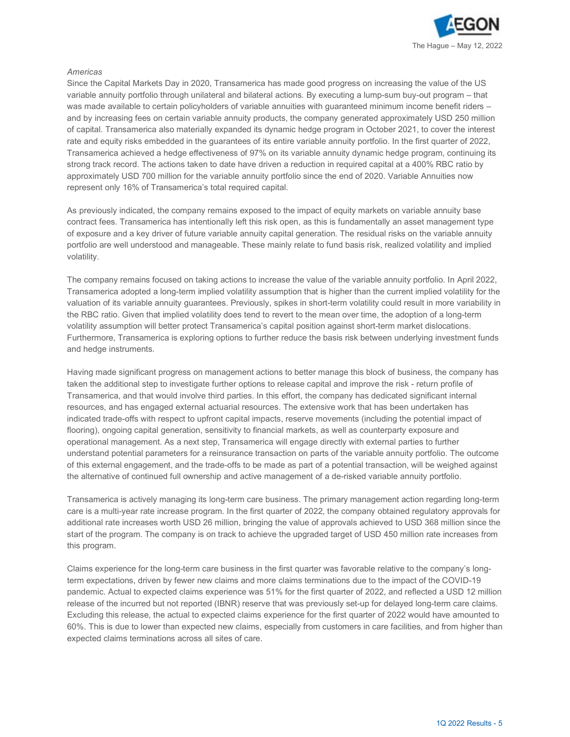*Americas*

Since the Capital Markets Day in 2020, Transamerica has made good progress on increasing the value of the US variable annuity portfolio through unilateral and bilateral actions. By executing a lump-sum buy-out program – that was made available to certain policyholders of variable annuities with guaranteed minimum income benefit riders – and by increasing fees on certain variable annuity products, the company generated approximately USD 250 million of capital. Transamerica also materially expanded its dynamic hedge program in October 2021, to cover the interest rate and equity risks embedded in the guarantees of its entire variable annuity portfolio. In the first quarter of 2022, Transamerica achieved a hedge effectiveness of 97% on its variable annuity dynamic hedge program, continuing its strong track record. The actions taken to date have driven a reduction in required capital at a 400% RBC ratio by approximately USD 700 million for the variable annuity portfolio since the end of 2020. Variable Annuities now represent only 16% of Transamerica's total required capital.

As previously indicated, the company remains exposed to the impact of equity markets on variable annuity base contract fees. Transamerica has intentionally left this risk open, as this is fundamentally an asset management type of exposure and a key driver of future variable annuity capital generation. The residual risks on the variable annuity portfolio are well understood and manageable. These mainly relate to fund basis risk, realized volatility and implied volatility.

The company remains focused on taking actions to increase the value of the variable annuity portfolio. In April 2022, Transamerica adopted a long-term implied volatility assumption that is higher than the current implied volatility for the valuation of its variable annuity guarantees. Previously, spikes in short-term volatility could result in more variability in the RBC ratio. Given that implied volatility does tend to revert to the mean over time, the adoption of a long-term volatility assumption will better protect Transamerica's capital position against short-term market dislocations. Furthermore, Transamerica is exploring options to further reduce the basis risk between underlying investment funds and hedge instruments.

Having made significant progress on management actions to better manage this block of business, the company has taken the additional step to investigate further options to release capital and improve the risk - return profile of Transamerica, and that would involve third parties. In this effort, the company has dedicated significant internal resources, and has engaged external actuarial resources. The extensive work that has been undertaken has indicated trade-offs with respect to upfront capital impacts, reserve movements (including the potential impact of flooring), ongoing capital generation, sensitivity to financial markets, as well as counterparty exposure and operational management. As a next step, Transamerica will engage directly with external parties to further understand potential parameters for a reinsurance transaction on parts of the variable annuity portfolio. The outcome of this external engagement, and the trade-offs to be made as part of a potential transaction, will be weighed against the alternative of continued full ownership and active management of a de-risked variable annuity portfolio.

Transamerica is actively managing its long-term care business. The primary management action regarding long-term care is a multi-year rate increase program. In the first quarter of 2022, the company obtained regulatory approvals for additional rate increases worth USD 26 million, bringing the value of approvals achieved to USD 368 million since the start of the program. The company is on track to achieve the upgraded target of USD 450 million rate increases from this program.

Claims experience for the long-term care business in the first quarter was favorable relative to the company's long-term expectations, driven by fewer new claims and more claims terminations due to the impact of the COVID-19 pandemic. Actual to expected claims experience was 51% for the first quarter of 2022, and reflected a USD 12 million release of the incurred but not reported (IBNR) reserve that was previously set-up for delayed long-term care claims. Excluding this release, the actual to expected claims experience for the first quarter of 2022 would have amounted to 60%. This is due to lower than expected new claims, especially from customers in care facilities, and from higher than expected claims terminations across all sites of care.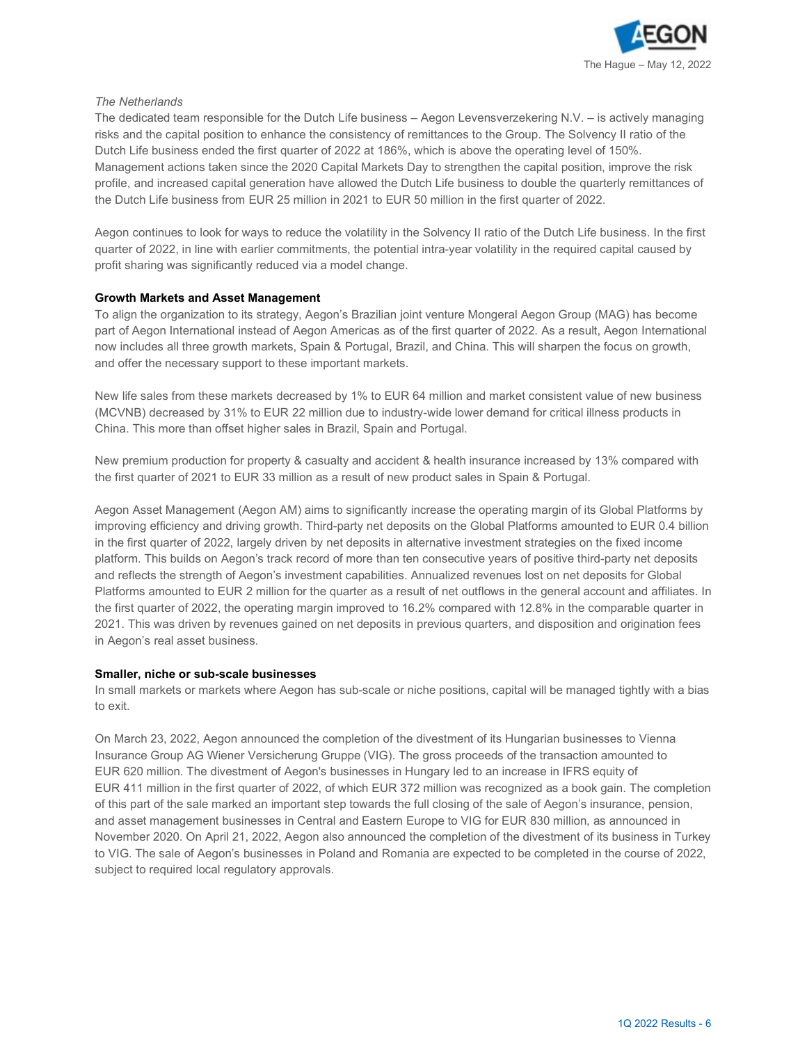*The Netherlands*

The dedicated team responsible for the Dutch Life business – Aegon Levensverzekering N.V. – is actively managing risks and the capital position to enhance the consistency of remittances to the Group. The Solvency II ratio of the Dutch Life business ended the first quarter of 2022 at 186%, which is above the operating level of 150%. Management actions taken since the 2020 Capital Markets Day to strengthen the capital position, improve the risk profile, and increased capital generation have allowed the Dutch Life business to double the quarterly remittances of the Dutch Life business from EUR 25 million in 2021 to EUR 50 million in the first quarter of 2022.

Aegon continues to look for ways to reduce the volatility in the Solvency II ratio of the Dutch Life business. In the first quarter of 2022, in line with earlier commitments, the potential intra-year volatility in the required capital caused by profit sharing was significantly reduced via a model change.

**Growth Markets and Asset Management**

To align the organization to its strategy, Aegon's Brazilian joint venture Mongeral Aegon Group (MAG) has become part of Aegon International instead of Aegon Americas as of the first quarter of 2022. As a result, Aegon International now includes all three growth markets, Spain & Portugal, Brazil, and China. This will sharpen the focus on growth, and offer the necessary support to these important markets.

New life sales from these markets decreased by 1% to EUR 64 million and market consistent value of new business (MCVNB) decreased by 31% to EUR 22 million due to industry-wide lower demand for critical illness products in China. This more than offset higher sales in Brazil, Spain and Portugal.

New premium production for property & casualty and accident & health insurance increased by 13% compared with the first quarter of 2021 to EUR 33 million as a result of new product sales in Spain & Portugal.

Aegon Asset Management (Aegon AM) aims to significantly increase the operating margin of its Global Platforms by improving efficiency and driving growth. Third-party net deposits on the Global Platforms amounted to EUR 0.4 billion in the first quarter of 2022, largely driven by net deposits in alternative investment strategies on the fixed income platform. This builds on Aegon's track record of more than ten consecutive years of positive third-party net deposits and reflects the strength of Aegon's investment capabilities. Annualized revenues lost on net deposits for Global Platforms amounted to EUR 2 million for the quarter as a result of net outflows in the general account and affiliates. In the first quarter of 2022, the operating margin improved to 16.2% compared with 12.8% in the comparable quarter in 2021. This was driven by revenues gained on net deposits in previous quarters, and disposition and origination fees in Aegon's real asset business.

**Smaller, niche or sub-scale businesses**

In small markets or markets where Aegon has sub-scale or niche positions, capital will be managed tightly with a bias to exit.

On March 23, 2022, Aegon announced the completion of the divestment of its Hungarian businesses to Vienna Insurance Group AG Wiener Versicherung Gruppe (VIG). The gross proceeds of the transaction amounted to EUR 620 million. The divestment of Aegon's businesses in Hungary led to an increase in IFRS equity of EUR 411 million in the first quarter of 2022, of which EUR 372 million was recognized as a book gain. The completion of this part of the sale marked an important step towards the full closing of the sale of Aegon's insurance, pension, and asset management businesses in Central and Eastern Europe to VIG for EUR 830 million, as announced in November 2020. On April 21, 2022, Aegon also announced the completion of the divestment of its business in Turkey to VIG. The sale of Aegon's businesses in Poland and Romania are expected to be completed in the course of 2022, subject to required local regulatory approvals.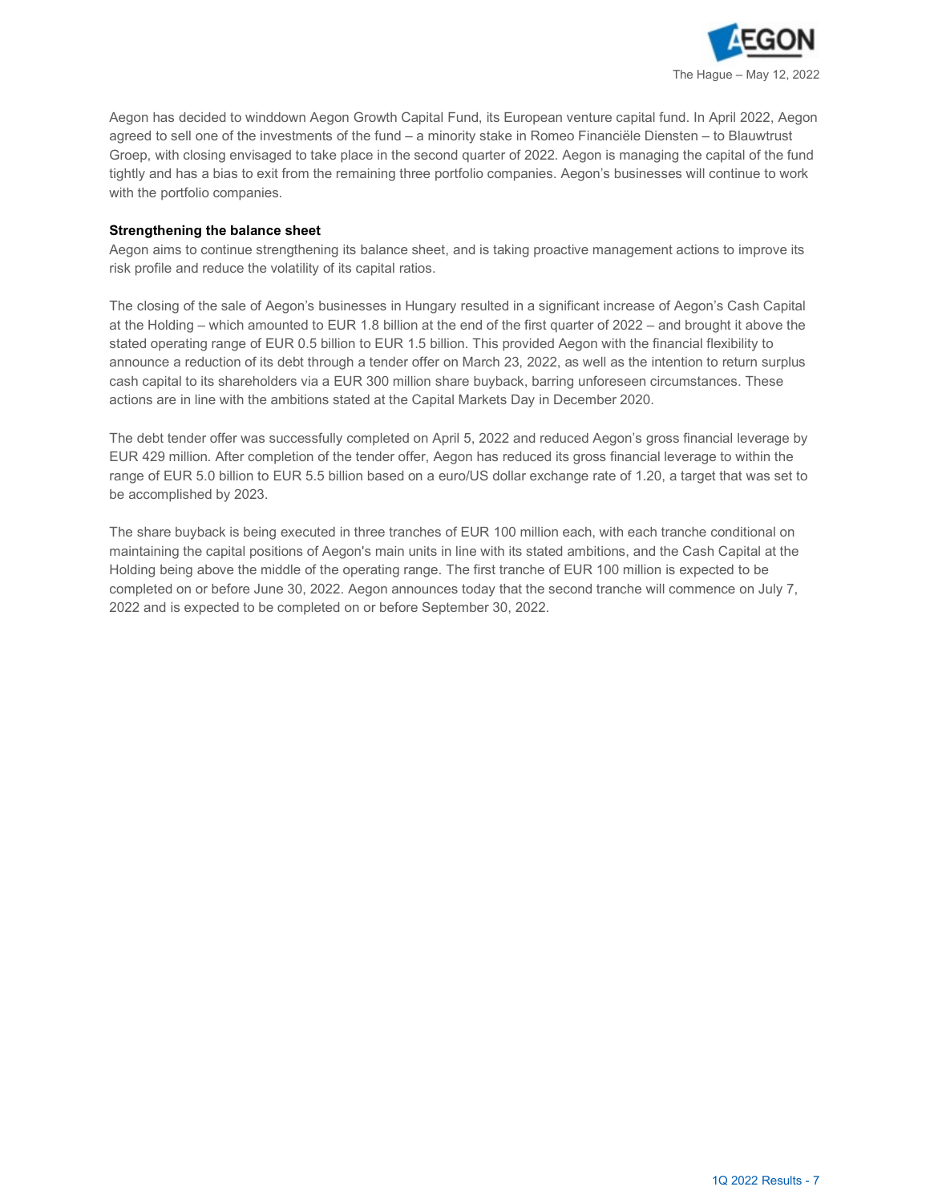Aegon has decided to winddown Aegon Growth Capital Fund, its European venture capital fund. In April 2022, Aegon agreed to sell one of the investments of the fund – a minority stake in Romeo Financiële Diensten – to Blauwtrust Groep, with closing envisaged to take place in the second quarter of 2022. Aegon is managing the capital of the fund tightly and has a bias to exit from the remaining three portfolio companies. Aegon's businesses will continue to work with the portfolio companies.

**Strengthening the balance sheet**

Aegon aims to continue strengthening its balance sheet, and is taking proactive management actions to improve its risk profile and reduce the volatility of its capital ratios.

The closing of the sale of Aegon's businesses in Hungary resulted in a significant increase of Aegon's Cash Capital at the Holding – which amounted to EUR 1.8 billion at the end of the first quarter of 2022 – and brought it above the stated operating range of EUR 0.5 billion to EUR 1.5 billion. This provided Aegon with the financial flexibility to announce a reduction of its debt through a tender offer on March 23, 2022, as well as the intention to return surplus cash capital to its shareholders via a EUR 300 million share buyback, barring unforeseen circumstances. These actions are in line with the ambitions stated at the Capital Markets Day in December 2020.

The debt tender offer was successfully completed on April 5, 2022 and reduced Aegon's gross financial leverage by EUR 429 million. After completion of the tender offer, Aegon has reduced its gross financial leverage to within the range of EUR 5.0 billion to EUR 5.5 billion based on a euro/US dollar exchange rate of 1.20, a target that was set to be accomplished by 2023.

The share buyback is being executed in three tranches of EUR 100 million each, with each tranche conditional on maintaining the capital positions of Aegon's main units in line with its stated ambitions, and the Cash Capital at the Holding being above the middle of the operating range. The first tranche of EUR 100 million is expected to be completed on or before June 30, 2022. Aegon announces today that the second tranche will commence on July 7, 2022 and is expected to be completed on or before September 30, 2022.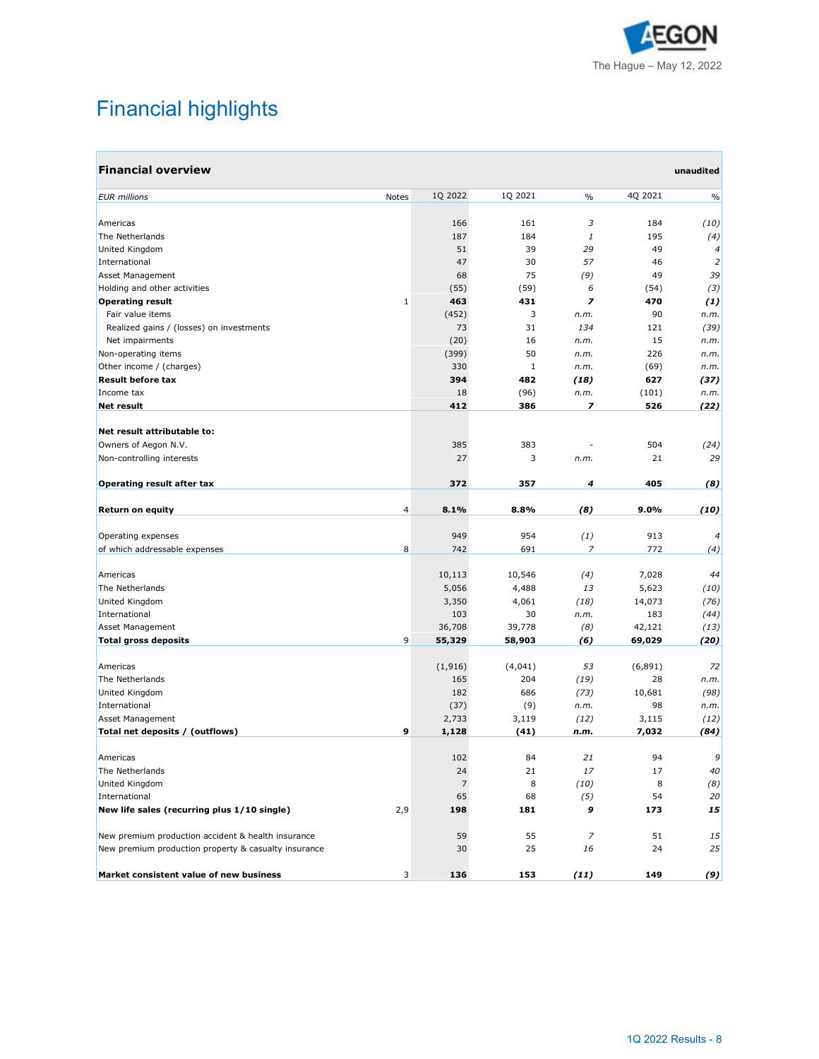# Financial highlights

| Financial overview | | | | | | unaudited |
|---|---|---|---|---|---|---|
| *EUR millions* | Notes | 1Q 2022 | 1Q 2021 | % | 4Q 2021 | % |
| Americas | | 166 | 161 | *3* | 184 | *(10)* |
| The Netherlands | | 187 | 184 | *1* | 195 | *(4)* |
| United Kingdom | | 51 | 39 | *29* | 49 | *4* |
| International | | 47 | 30 | *57* | 46 | *2* |
| Asset Management | | 68 | 75 | *(9)* | 49 | *39* |
| Holding and other activities | | (55) | (59) | *6* | (54) | *(3)* |
| **Operating result** | 1 | **463** | **431** | ***7*** | **470** | ***(1)*** |
| Fair value items | | (452) | 3 | *n.m.* | 90 | *n.m.* |
| Realized gains / (losses) on investments | | 73 | 31 | *134* | 121 | *(39)* |
| Net impairments | | (20) | 16 | *n.m.* | 15 | *n.m.* |
| Non-operating items | | (399) | 50 | *n.m.* | 226 | *n.m.* |
| Other income / (charges) | | 330 | 1 | *n.m.* | (69) | *n.m.* |
| **Result before tax** | | **394** | **482** | ***(18)*** | **627** | ***(37)*** |
| Income tax | | 18 | (96) | *n.m.* | (101) | *n.m.* |
| **Net result** | | **412** | **386** | ***7*** | **526** | ***(22)*** |
| **Net result attributable to:** | | | | | | |
| Owners of Aegon N.V. | | 385 | 383 | - | 504 | *(24)* |
| Non-controlling interests | | 27 | 3 | *n.m.* | 21 | *29* |
| **Operating result after tax** | | **372** | **357** | ***4*** | **405** | ***(8)*** |
| **Return on equity** | 4 | **8.1%** | **8.8%** | ***(8)*** | **9.0%** | ***(10)*** |
| Operating expenses | | 949 | 954 | *(1)* | 913 | *4* |
| of which addressable expenses | 8 | 742 | 691 | *7* | 772 | *(4)* |
| Americas | | 10,113 | 10,546 | *(4)* | 7,028 | *44* |
| The Netherlands | | 5,056 | 4,488 | *13* | 5,623 | *(10)* |
| United Kingdom | | 3,350 | 4,061 | *(18)* | 14,073 | *(76)* |
| International | | 103 | 30 | *n.m.* | 183 | *(44)* |
| Asset Management | | 36,708 | 39,778 | *(8)* | 42,121 | *(13)* |
| **Total gross deposits** | 9 | **55,329** | **58,903** | ***(6)*** | **69,029** | ***(20)*** |
| Americas | | (1,916) | (4,041) | *53* | (6,891) | *72* |
| The Netherlands | | 165 | 204 | *(19)* | 28 | *n.m.* |
| United Kingdom | | 182 | 686 | *(73)* | 10,681 | *(98)* |
| International | | (37) | (9) | *n.m.* | 98 | *n.m.* |
| Asset Management | | 2,733 | 3,119 | *(12)* | 3,115 | *(12)* |
| **Total net deposits / (outflows)** | **9** | **1,128** | **(41)** | ***n.m.*** | **7,032** | ***(84)*** |
| Americas | | 102 | 84 | *21* | 94 | *9* |
| The Netherlands | | 24 | 21 | *17* | 17 | *40* |
| United Kingdom | | 7 | 8 | *(10)* | 8 | *(8)* |
| International | | 65 | 68 | *(5)* | 54 | *20* |
| **New life sales (recurring plus 1/10 single)** | 2,9 | **198** | **181** | ***9*** | **173** | ***15*** |
| New premium production accident & health insurance | | 59 | 55 | *7* | 51 | *15* |
| New premium production property & casualty insurance | | 30 | 25 | *16* | 24 | *25* |
| **Market consistent value of new business** | 3 | **136** | **153** | ***(11)*** | **149** | ***(9)*** |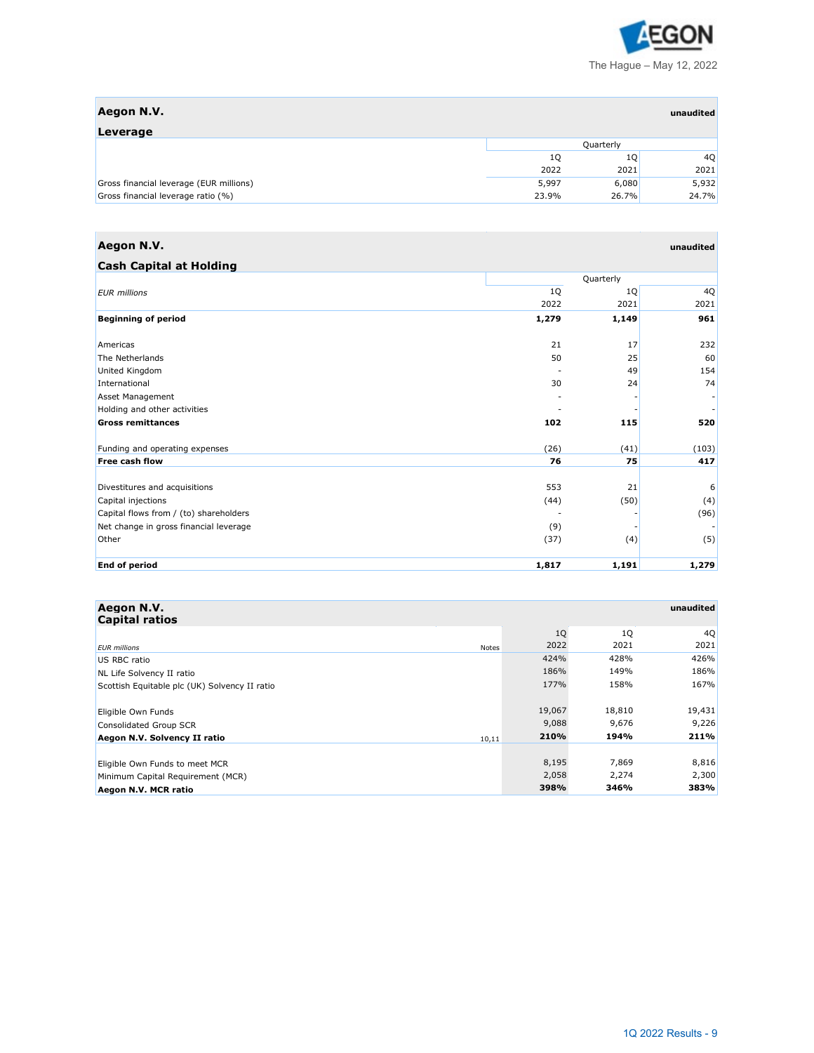## Aegon N.V.

### Leverage

unaudited

| | Quarterly | | |
|---|---|---|---|
| | 1Q 2022 | 1Q 2021 | 4Q 2021 |
| Gross financial leverage (EUR millions) | 5,997 | 6,080 | 5,932 |
| Gross financial leverage ratio (%) | 23.9% | 26.7% | 24.7% |

## Aegon N.V.

### Cash Capital at Holding

unaudited

| | Quarterly | | |
|---|---|---|---|
| *EUR millions* | 1Q 2022 | 1Q 2021 | 4Q 2021 |
| **Beginning of period** | **1,279** | **1,149** | **961** |
| Americas | 21 | 17 | 232 |
| The Netherlands | 50 | 25 | 60 |
| United Kingdom | - | 49 | 154 |
| International | 30 | 24 | 74 |
| Asset Management | - | - | - |
| Holding and other activities | - | - | - |
| **Gross remittances** | **102** | **115** | **520** |
| Funding and operating expenses | (26) | (41) | (103) |
| **Free cash flow** | **76** | **75** | **417** |
| Divestitures and acquisitions | 553 | 21 | 6 |
| Capital injections | (44) | (50) | (4) |
| Capital flows from / (to) shareholders | - | - | (96) |
| Net change in gross financial leverage | (9) | - | - |
| Other | (37) | (4) | (5) |
| **End of period** | **1,817** | **1,191** | **1,279** |

## Aegon N.V.

### Capital ratios

unaudited

| *EUR millions* | Notes | 1Q 2022 | 1Q 2021 | 4Q 2021 |
|---|---|---|---|---|
| US RBC ratio | | 424% | 428% | 426% |
| NL Life Solvency II ratio | | 186% | 149% | 186% |
| Scottish Equitable plc (UK) Solvency II ratio | | 177% | 158% | 167% |
| Eligible Own Funds | | 19,067 | 18,810 | 19,431 |
| Consolidated Group SCR | | 9,088 | 9,676 | 9,226 |
| **Aegon N.V. Solvency II ratio** | 10,11 | **210%** | **194%** | **211%** |
| Eligible Own Funds to meet MCR | | 8,195 | 7,869 | 8,816 |
| Minimum Capital Requirement (MCR) | | 2,058 | 2,274 | 2,300 |
| **Aegon N.V. MCR ratio** | | **398%** | **346%** | **383%** |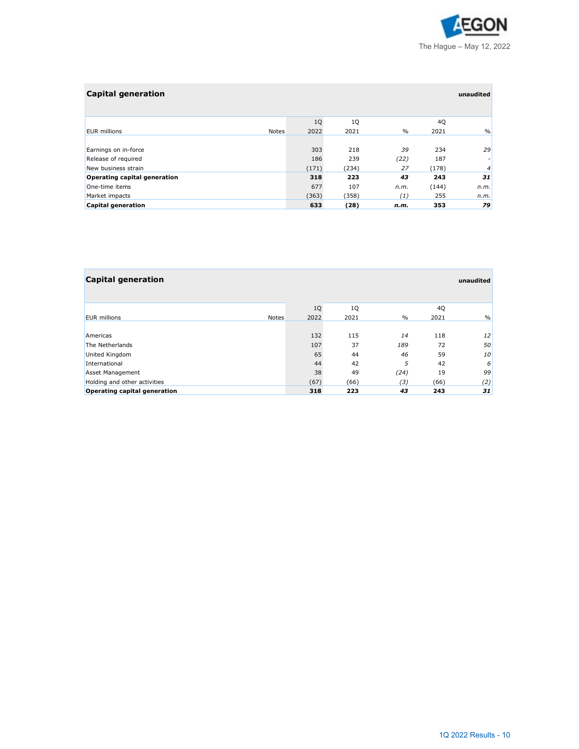## Capital generation

unaudited

| EUR millions | Notes | 1Q 2022 | 1Q 2021 | % | 4Q 2021 | % |
|---|---|---|---|---|---|---|
| Earnings on in-force | | 303 | 218 | *39* | 234 | *29* |
| Release of required | | 186 | 239 | *(22)* | 187 | *-* |
| New business strain | | (171) | (234) | *27* | (178) | *4* |
| **Operating capital generation** | | **318** | **223** | ***43*** | **243** | ***31*** |
| One-time items | | 677 | 107 | *n.m.* | (144) | *n.m.* |
| Market impacts | | (363) | (358) | *(1)* | 255 | *n.m.* |
| **Capital generation** | | **633** | **(28)** | ***n.m.*** | **353** | ***79*** |

## Capital generation

unaudited

| EUR millions | Notes | 1Q 2022 | 1Q 2021 | % | 4Q 2021 | % |
|---|---|---|---|---|---|---|
| Americas | | 132 | 115 | *14* | 118 | *12* |
| The Netherlands | | 107 | 37 | *189* | 72 | *50* |
| United Kingdom | | 65 | 44 | *46* | 59 | *10* |
| International | | 44 | 42 | *5* | 42 | *6* |
| Asset Management | | 38 | 49 | *(24)* | 19 | *99* |
| Holding and other activities | | (67) | (66) | *(3)* | (66) | *(2)* |
| **Operating capital generation** | | **318** | **223** | ***43*** | **243** | ***31*** |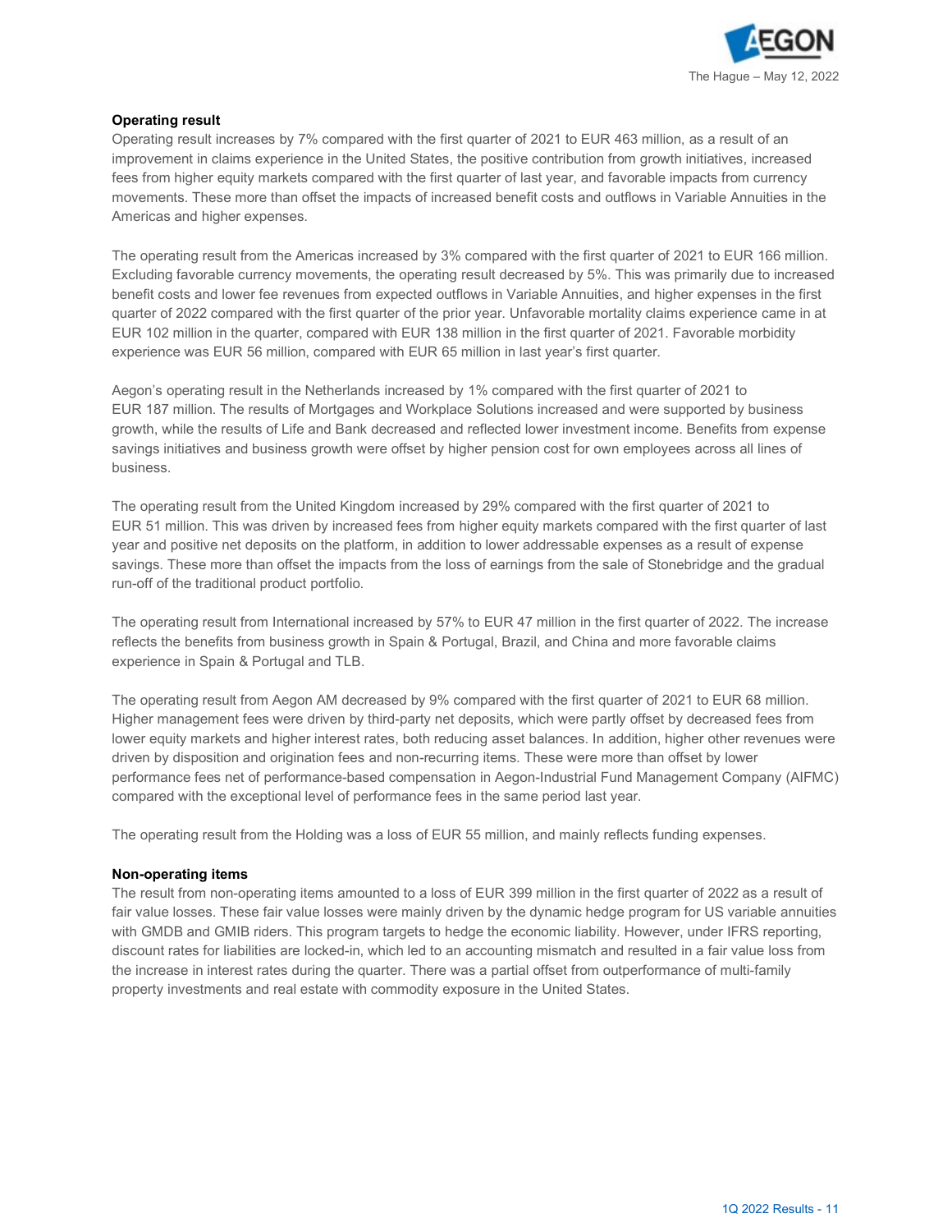**Operating result**

Operating result increases by 7% compared with the first quarter of 2021 to EUR 463 million, as a result of an improvement in claims experience in the United States, the positive contribution from growth initiatives, increased fees from higher equity markets compared with the first quarter of last year, and favorable impacts from currency movements. These more than offset the impacts of increased benefit costs and outflows in Variable Annuities in the Americas and higher expenses.

The operating result from the Americas increased by 3% compared with the first quarter of 2021 to EUR 166 million. Excluding favorable currency movements, the operating result decreased by 5%. This was primarily due to increased benefit costs and lower fee revenues from expected outflows in Variable Annuities, and higher expenses in the first quarter of 2022 compared with the first quarter of the prior year. Unfavorable mortality claims experience came in at EUR 102 million in the quarter, compared with EUR 138 million in the first quarter of 2021. Favorable morbidity experience was EUR 56 million, compared with EUR 65 million in last year's first quarter.

Aegon's operating result in the Netherlands increased by 1% compared with the first quarter of 2021 to EUR 187 million. The results of Mortgages and Workplace Solutions increased and were supported by business growth, while the results of Life and Bank decreased and reflected lower investment income. Benefits from expense savings initiatives and business growth were offset by higher pension cost for own employees across all lines of business.

The operating result from the United Kingdom increased by 29% compared with the first quarter of 2021 to EUR 51 million. This was driven by increased fees from higher equity markets compared with the first quarter of last year and positive net deposits on the platform, in addition to lower addressable expenses as a result of expense savings. These more than offset the impacts from the loss of earnings from the sale of Stonebridge and the gradual run-off of the traditional product portfolio.

The operating result from International increased by 57% to EUR 47 million in the first quarter of 2022. The increase reflects the benefits from business growth in Spain & Portugal, Brazil, and China and more favorable claims experience in Spain & Portugal and TLB.

The operating result from Aegon AM decreased by 9% compared with the first quarter of 2021 to EUR 68 million. Higher management fees were driven by third-party net deposits, which were partly offset by decreased fees from lower equity markets and higher interest rates, both reducing asset balances. In addition, higher other revenues were driven by disposition and origination fees and non-recurring items. These were more than offset by lower performance fees net of performance-based compensation in Aegon-Industrial Fund Management Company (AIFMC) compared with the exceptional level of performance fees in the same period last year.

The operating result from the Holding was a loss of EUR 55 million, and mainly reflects funding expenses.

**Non-operating items**

The result from non-operating items amounted to a loss of EUR 399 million in the first quarter of 2022 as a result of fair value losses. These fair value losses were mainly driven by the dynamic hedge program for US variable annuities with GMDB and GMIB riders. This program targets to hedge the economic liability. However, under IFRS reporting, discount rates for liabilities are locked-in, which led to an accounting mismatch and resulted in a fair value loss from the increase in interest rates during the quarter. There was a partial offset from outperformance of multi-family property investments and real estate with commodity exposure in the United States.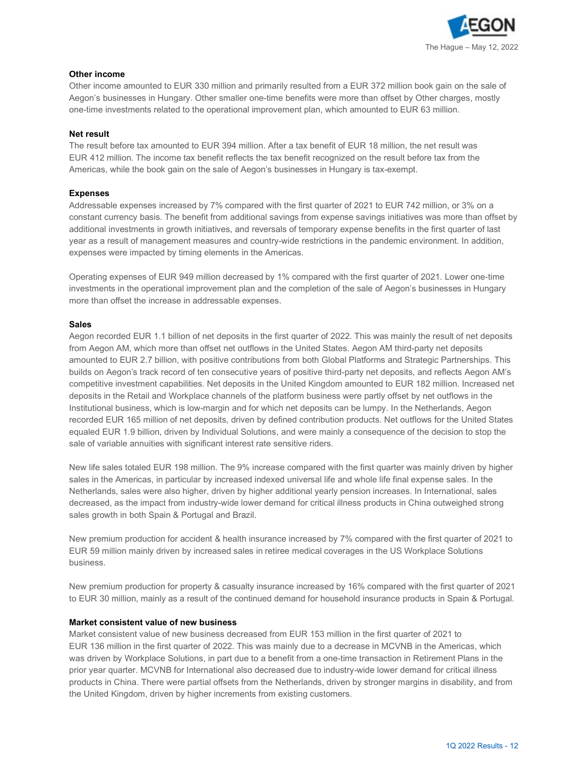**Other income**

Other income amounted to EUR 330 million and primarily resulted from a EUR 372 million book gain on the sale of Aegon's businesses in Hungary. Other smaller one-time benefits were more than offset by Other charges, mostly one-time investments related to the operational improvement plan, which amounted to EUR 63 million.

**Net result**

The result before tax amounted to EUR 394 million. After a tax benefit of EUR 18 million, the net result was EUR 412 million. The income tax benefit reflects the tax benefit recognized on the result before tax from the Americas, while the book gain on the sale of Aegon's businesses in Hungary is tax-exempt.

**Expenses**

Addressable expenses increased by 7% compared with the first quarter of 2021 to EUR 742 million, or 3% on a constant currency basis. The benefit from additional savings from expense savings initiatives was more than offset by additional investments in growth initiatives, and reversals of temporary expense benefits in the first quarter of last year as a result of management measures and country-wide restrictions in the pandemic environment. In addition, expenses were impacted by timing elements in the Americas.

Operating expenses of EUR 949 million decreased by 1% compared with the first quarter of 2021. Lower one-time investments in the operational improvement plan and the completion of the sale of Aegon's businesses in Hungary more than offset the increase in addressable expenses.

**Sales**

Aegon recorded EUR 1.1 billion of net deposits in the first quarter of 2022. This was mainly the result of net deposits from Aegon AM, which more than offset net outflows in the United States. Aegon AM third-party net deposits amounted to EUR 2.7 billion, with positive contributions from both Global Platforms and Strategic Partnerships. This builds on Aegon's track record of ten consecutive years of positive third-party net deposits, and reflects Aegon AM's competitive investment capabilities. Net deposits in the United Kingdom amounted to EUR 182 million. Increased net deposits in the Retail and Workplace channels of the platform business were partly offset by net outflows in the Institutional business, which is low-margin and for which net deposits can be lumpy. In the Netherlands, Aegon recorded EUR 165 million of net deposits, driven by defined contribution products. Net outflows for the United States equaled EUR 1.9 billion, driven by Individual Solutions, and were mainly a consequence of the decision to stop the sale of variable annuities with significant interest rate sensitive riders.

New life sales totaled EUR 198 million. The 9% increase compared with the first quarter was mainly driven by higher sales in the Americas, in particular by increased indexed universal life and whole life final expense sales. In the Netherlands, sales were also higher, driven by higher additional yearly pension increases. In International, sales decreased, as the impact from industry-wide lower demand for critical illness products in China outweighed strong sales growth in both Spain & Portugal and Brazil.

New premium production for accident & health insurance increased by 7% compared with the first quarter of 2021 to EUR 59 million mainly driven by increased sales in retiree medical coverages in the US Workplace Solutions business.

New premium production for property & casualty insurance increased by 16% compared with the first quarter of 2021 to EUR 30 million, mainly as a result of the continued demand for household insurance products in Spain & Portugal.

**Market consistent value of new business**

Market consistent value of new business decreased from EUR 153 million in the first quarter of 2021 to EUR 136 million in the first quarter of 2022. This was mainly due to a decrease in MCVNB in the Americas, which was driven by Workplace Solutions, in part due to a benefit from a one-time transaction in Retirement Plans in the prior year quarter. MCVNB for International also decreased due to industry-wide lower demand for critical illness products in China. There were partial offsets from the Netherlands, driven by stronger margins in disability, and from the United Kingdom, driven by higher increments from existing customers.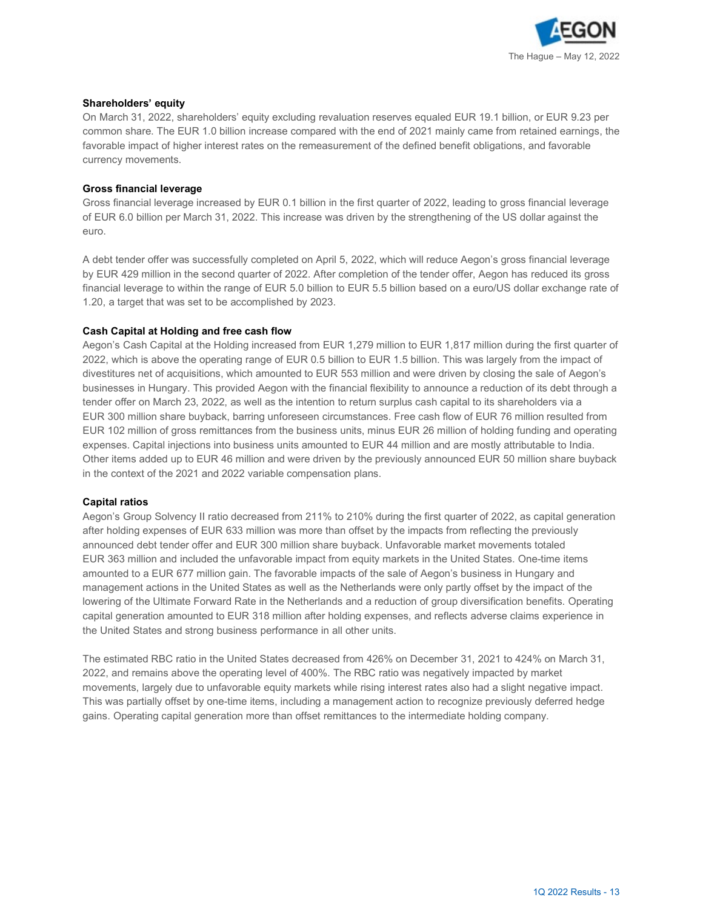**Shareholders' equity**

On March 31, 2022, shareholders' equity excluding revaluation reserves equaled EUR 19.1 billion, or EUR 9.23 per common share. The EUR 1.0 billion increase compared with the end of 2021 mainly came from retained earnings, the favorable impact of higher interest rates on the remeasurement of the defined benefit obligations, and favorable currency movements.

**Gross financial leverage**

Gross financial leverage increased by EUR 0.1 billion in the first quarter of 2022, leading to gross financial leverage of EUR 6.0 billion per March 31, 2022. This increase was driven by the strengthening of the US dollar against the euro.

A debt tender offer was successfully completed on April 5, 2022, which will reduce Aegon's gross financial leverage by EUR 429 million in the second quarter of 2022. After completion of the tender offer, Aegon has reduced its gross financial leverage to within the range of EUR 5.0 billion to EUR 5.5 billion based on a euro/US dollar exchange rate of 1.20, a target that was set to be accomplished by 2023.

**Cash Capital at Holding and free cash flow**

Aegon's Cash Capital at the Holding increased from EUR 1,279 million to EUR 1,817 million during the first quarter of 2022, which is above the operating range of EUR 0.5 billion to EUR 1.5 billion. This was largely from the impact of divestitures net of acquisitions, which amounted to EUR 553 million and were driven by closing the sale of Aegon's businesses in Hungary. This provided Aegon with the financial flexibility to announce a reduction of its debt through a tender offer on March 23, 2022, as well as the intention to return surplus cash capital to its shareholders via a EUR 300 million share buyback, barring unforeseen circumstances. Free cash flow of EUR 76 million resulted from EUR 102 million of gross remittances from the business units, minus EUR 26 million of holding funding and operating expenses. Capital injections into business units amounted to EUR 44 million and are mostly attributable to India. Other items added up to EUR 46 million and were driven by the previously announced EUR 50 million share buyback in the context of the 2021 and 2022 variable compensation plans.

**Capital ratios**

Aegon's Group Solvency II ratio decreased from 211% to 210% during the first quarter of 2022, as capital generation after holding expenses of EUR 633 million was more than offset by the impacts from reflecting the previously announced debt tender offer and EUR 300 million share buyback. Unfavorable market movements totaled EUR 363 million and included the unfavorable impact from equity markets in the United States. One-time items amounted to a EUR 677 million gain. The favorable impacts of the sale of Aegon's business in Hungary and management actions in the United States as well as the Netherlands were only partly offset by the impact of the lowering of the Ultimate Forward Rate in the Netherlands and a reduction of group diversification benefits. Operating capital generation amounted to EUR 318 million after holding expenses, and reflects adverse claims experience in the United States and strong business performance in all other units.

The estimated RBC ratio in the United States decreased from 426% on December 31, 2021 to 424% on March 31, 2022, and remains above the operating level of 400%. The RBC ratio was negatively impacted by market movements, largely due to unfavorable equity markets while rising interest rates also had a slight negative impact. This was partially offset by one-time items, including a management action to recognize previously deferred hedge gains. Operating capital generation more than offset remittances to the intermediate holding company.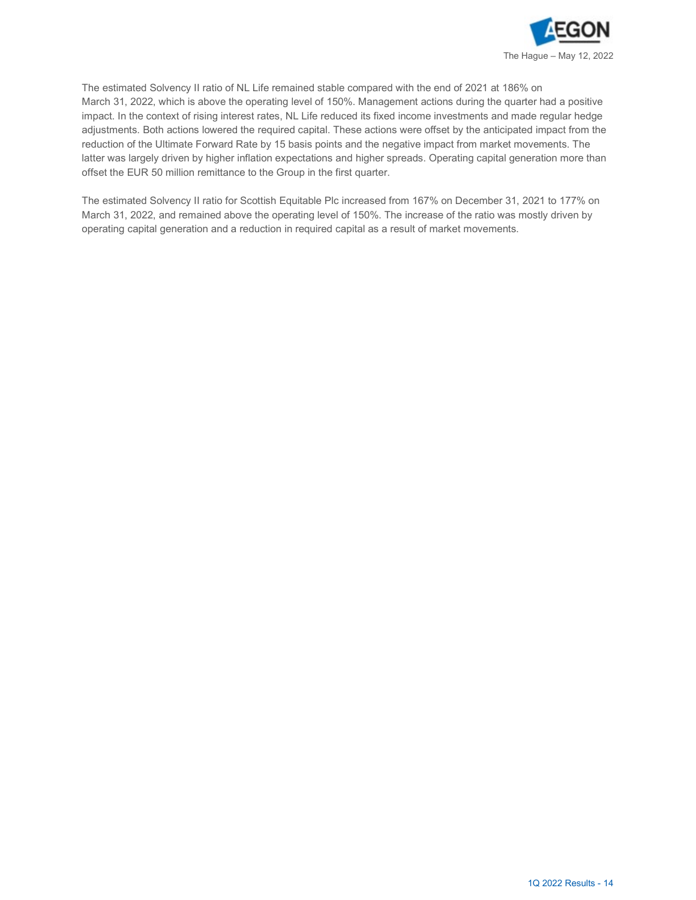The estimated Solvency II ratio of NL Life remained stable compared with the end of 2021 at 186% on March 31, 2022, which is above the operating level of 150%. Management actions during the quarter had a positive impact. In the context of rising interest rates, NL Life reduced its fixed income investments and made regular hedge adjustments. Both actions lowered the required capital. These actions were offset by the anticipated impact from the reduction of the Ultimate Forward Rate by 15 basis points and the negative impact from market movements. The latter was largely driven by higher inflation expectations and higher spreads. Operating capital generation more than offset the EUR 50 million remittance to the Group in the first quarter.

The estimated Solvency II ratio for Scottish Equitable Plc increased from 167% on December 31, 2021 to 177% on March 31, 2022, and remained above the operating level of 150%. The increase of the ratio was mostly driven by operating capital generation and a reduction in required capital as a result of market movements.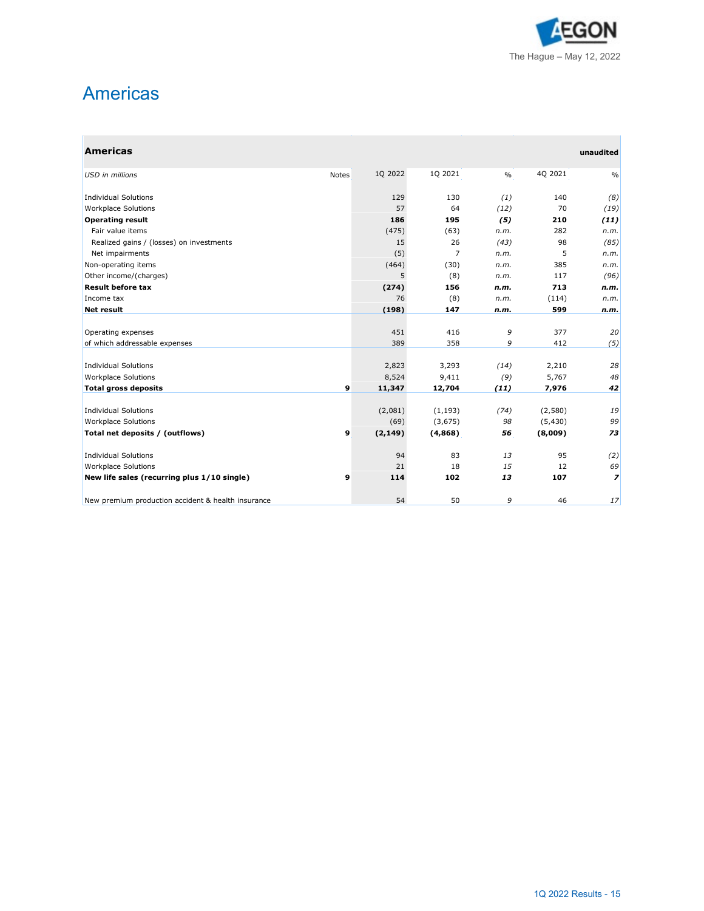# Americas

| Americas | | | | | | unaudited |
|---|---|---|---|---|---|---|
| *USD in millions* | Notes | 1Q 2022 | 1Q 2021 | % | 4Q 2021 | % |
| Individual Solutions | | 129 | 130 | *(1)* | 140 | *(8)* |
| Workplace Solutions | | 57 | 64 | *(12)* | 70 | *(19)* |
| **Operating result** | | **186** | **195** | ***(5)*** | **210** | ***(11)*** |
| Fair value items | | (475) | (63) | *n.m.* | 282 | *n.m.* |
| Realized gains / (losses) on investments | | 15 | 26 | *(43)* | 98 | *(85)* |
| Net impairments | | (5) | 7 | *n.m.* | 5 | *n.m.* |
| Non-operating items | | (464) | (30) | *n.m.* | 385 | *n.m.* |
| Other income/(charges) | | 5 | (8) | *n.m.* | 117 | *(96)* |
| **Result before tax** | | **(274)** | **156** | ***n.m.*** | **713** | ***n.m.*** |
| Income tax | | 76 | (8) | *n.m.* | (114) | *n.m.* |
| **Net result** | | **(198)** | **147** | ***n.m.*** | **599** | ***n.m.*** |
| | | | | | | |
| Operating expenses | | 451 | 416 | *9* | 377 | *20* |
| of which addressable expenses | | 389 | 358 | *9* | 412 | *(5)* |
| | | | | | | |
| Individual Solutions | | 2,823 | 3,293 | *(14)* | 2,210 | *28* |
| Workplace Solutions | | 8,524 | 9,411 | *(9)* | 5,767 | *48* |
| **Total gross deposits** | **9** | **11,347** | **12,704** | ***(11)*** | **7,976** | ***42*** |
| | | | | | | |
| Individual Solutions | | (2,081) | (1,193) | *(74)* | (2,580) | *19* |
| Workplace Solutions | | (69) | (3,675) | *98* | (5,430) | *99* |
| **Total net deposits / (outflows)** | **9** | **(2,149)** | **(4,868)** | ***56*** | **(8,009)** | ***73*** |
| | | | | | | |
| Individual Solutions | | 94 | 83 | *13* | 95 | *(2)* |
| Workplace Solutions | | 21 | 18 | *15* | 12 | *69* |
| **New life sales (recurring plus 1/10 single)** | **9** | **114** | **102** | ***13*** | **107** | ***7*** |
| | | | | | | |
| New premium production accident & health insurance | | 54 | 50 | *9* | 46 | *17* |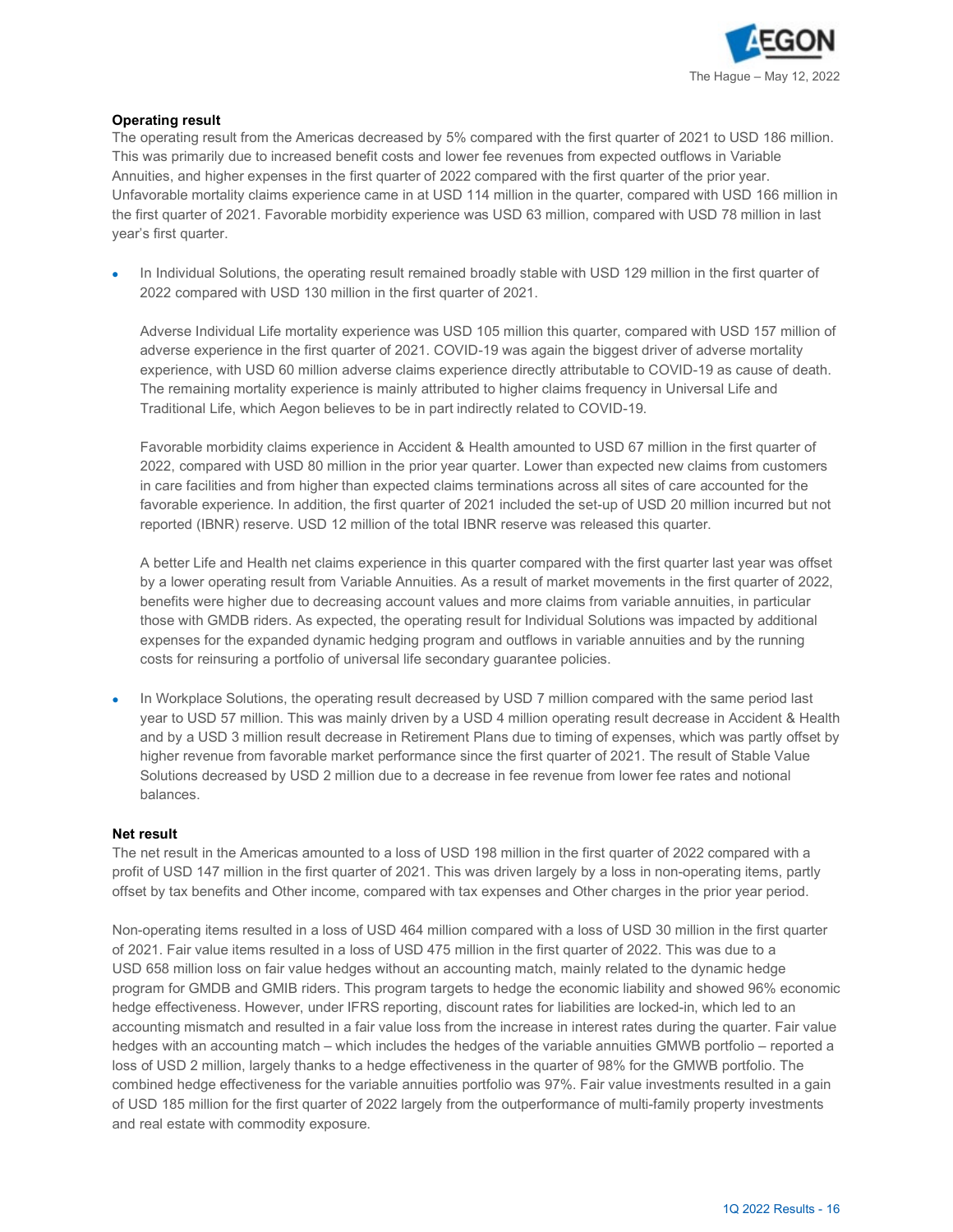**Operating result**

The operating result from the Americas decreased by 5% compared with the first quarter of 2021 to USD 186 million. This was primarily due to increased benefit costs and lower fee revenues from expected outflows in Variable Annuities, and higher expenses in the first quarter of 2022 compared with the first quarter of the prior year. Unfavorable mortality claims experience came in at USD 114 million in the quarter, compared with USD 166 million in the first quarter of 2021. Favorable morbidity experience was USD 63 million, compared with USD 78 million in last year's first quarter.

- In Individual Solutions, the operating result remained broadly stable with USD 129 million in the first quarter of 2022 compared with USD 130 million in the first quarter of 2021.

  Adverse Individual Life mortality experience was USD 105 million this quarter, compared with USD 157 million of adverse experience in the first quarter of 2021. COVID-19 was again the biggest driver of adverse mortality experience, with USD 60 million adverse claims experience directly attributable to COVID-19 as cause of death. The remaining mortality experience is mainly attributed to higher claims frequency in Universal Life and Traditional Life, which Aegon believes to be in part indirectly related to COVID-19.

  Favorable morbidity claims experience in Accident & Health amounted to USD 67 million in the first quarter of 2022, compared with USD 80 million in the prior year quarter. Lower than expected new claims from customers in care facilities and from higher than expected claims terminations across all sites of care accounted for the favorable experience. In addition, the first quarter of 2021 included the set-up of USD 20 million incurred but not reported (IBNR) reserve. USD 12 million of the total IBNR reserve was released this quarter.

  A better Life and Health net claims experience in this quarter compared with the first quarter last year was offset by a lower operating result from Variable Annuities. As a result of market movements in the first quarter of 2022, benefits were higher due to decreasing account values and more claims from variable annuities, in particular those with GMDB riders. As expected, the operating result for Individual Solutions was impacted by additional expenses for the expanded dynamic hedging program and outflows in variable annuities and by the running costs for reinsuring a portfolio of universal life secondary guarantee policies.

- In Workplace Solutions, the operating result decreased by USD 7 million compared with the same period last year to USD 57 million. This was mainly driven by a USD 4 million operating result decrease in Accident & Health and by a USD 3 million result decrease in Retirement Plans due to timing of expenses, which was partly offset by higher revenue from favorable market performance since the first quarter of 2021. The result of Stable Value Solutions decreased by USD 2 million due to a decrease in fee revenue from lower fee rates and notional balances.

**Net result**

The net result in the Americas amounted to a loss of USD 198 million in the first quarter of 2022 compared with a profit of USD 147 million in the first quarter of 2021. This was driven largely by a loss in non-operating items, partly offset by tax benefits and Other income, compared with tax expenses and Other charges in the prior year period.

Non-operating items resulted in a loss of USD 464 million compared with a loss of USD 30 million in the first quarter of 2021. Fair value items resulted in a loss of USD 475 million in the first quarter of 2022. This was due to a USD 658 million loss on fair value hedges without an accounting match, mainly related to the dynamic hedge program for GMDB and GMIB riders. This program targets to hedge the economic liability and showed 96% economic hedge effectiveness. However, under IFRS reporting, discount rates for liabilities are locked-in, which led to an accounting mismatch and resulted in a fair value loss from the increase in interest rates during the quarter. Fair value hedges with an accounting match – which includes the hedges of the variable annuities GMWB portfolio – reported a loss of USD 2 million, largely thanks to a hedge effectiveness in the quarter of 98% for the GMWB portfolio. The combined hedge effectiveness for the variable annuities portfolio was 97%. Fair value investments resulted in a gain of USD 185 million for the first quarter of 2022 largely from the outperformance of multi-family property investments and real estate with commodity exposure.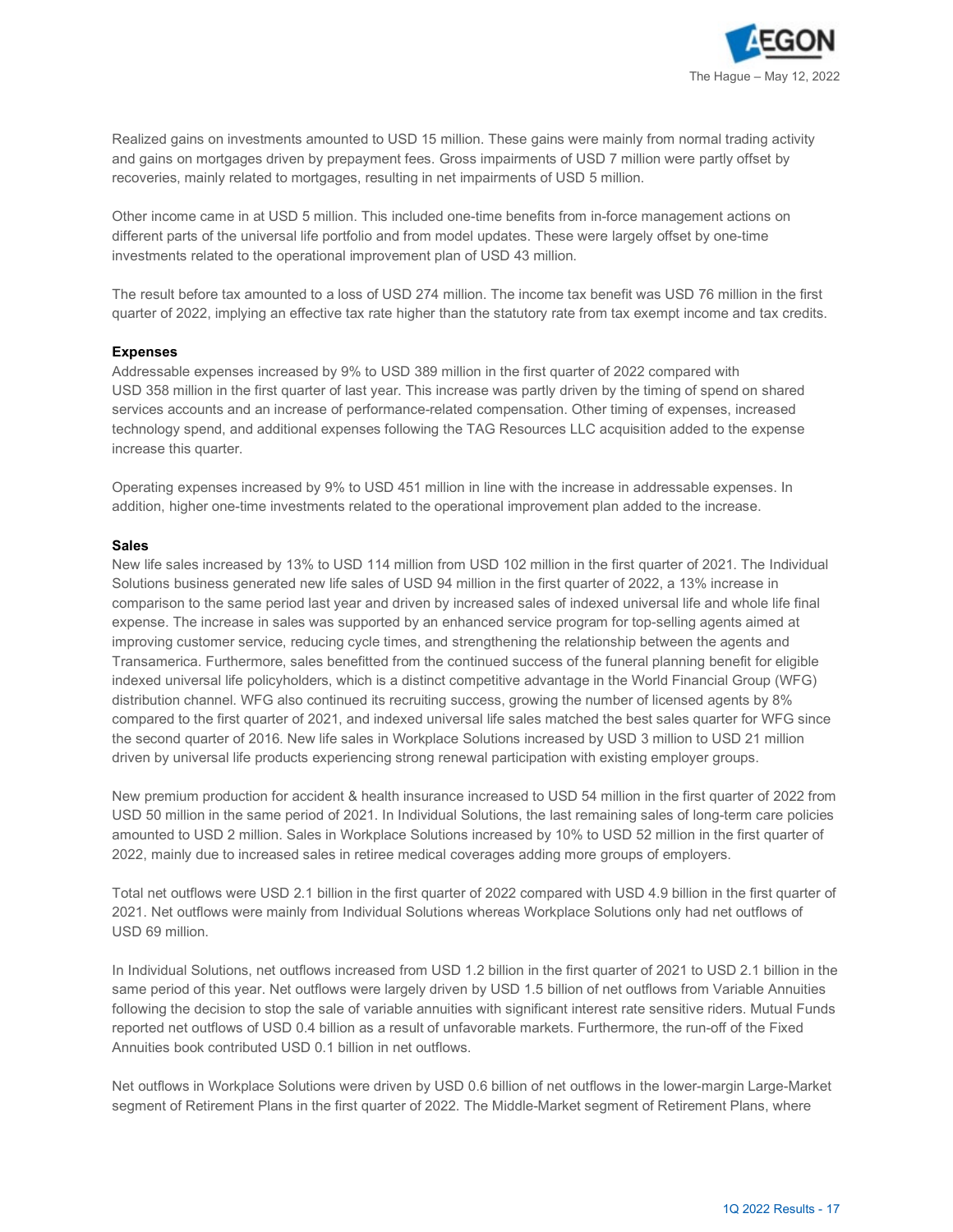Realized gains on investments amounted to USD 15 million. These gains were mainly from normal trading activity and gains on mortgages driven by prepayment fees. Gross impairments of USD 7 million were partly offset by recoveries, mainly related to mortgages, resulting in net impairments of USD 5 million.

Other income came in at USD 5 million. This included one-time benefits from in-force management actions on different parts of the universal life portfolio and from model updates. These were largely offset by one-time investments related to the operational improvement plan of USD 43 million.

The result before tax amounted to a loss of USD 274 million. The income tax benefit was USD 76 million in the first quarter of 2022, implying an effective tax rate higher than the statutory rate from tax exempt income and tax credits.

**Expenses**

Addressable expenses increased by 9% to USD 389 million in the first quarter of 2022 compared with USD 358 million in the first quarter of last year. This increase was partly driven by the timing of spend on shared services accounts and an increase of performance-related compensation. Other timing of expenses, increased technology spend, and additional expenses following the TAG Resources LLC acquisition added to the expense increase this quarter.

Operating expenses increased by 9% to USD 451 million in line with the increase in addressable expenses. In addition, higher one-time investments related to the operational improvement plan added to the increase.

**Sales**

New life sales increased by 13% to USD 114 million from USD 102 million in the first quarter of 2021. The Individual Solutions business generated new life sales of USD 94 million in the first quarter of 2022, a 13% increase in comparison to the same period last year and driven by increased sales of indexed universal life and whole life final expense. The increase in sales was supported by an enhanced service program for top-selling agents aimed at improving customer service, reducing cycle times, and strengthening the relationship between the agents and Transamerica. Furthermore, sales benefitted from the continued success of the funeral planning benefit for eligible indexed universal life policyholders, which is a distinct competitive advantage in the World Financial Group (WFG) distribution channel. WFG also continued its recruiting success, growing the number of licensed agents by 8% compared to the first quarter of 2021, and indexed universal life sales matched the best sales quarter for WFG since the second quarter of 2016. New life sales in Workplace Solutions increased by USD 3 million to USD 21 million driven by universal life products experiencing strong renewal participation with existing employer groups.

New premium production for accident & health insurance increased to USD 54 million in the first quarter of 2022 from USD 50 million in the same period of 2021. In Individual Solutions, the last remaining sales of long-term care policies amounted to USD 2 million. Sales in Workplace Solutions increased by 10% to USD 52 million in the first quarter of 2022, mainly due to increased sales in retiree medical coverages adding more groups of employers.

Total net outflows were USD 2.1 billion in the first quarter of 2022 compared with USD 4.9 billion in the first quarter of 2021. Net outflows were mainly from Individual Solutions whereas Workplace Solutions only had net outflows of USD 69 million.

In Individual Solutions, net outflows increased from USD 1.2 billion in the first quarter of 2021 to USD 2.1 billion in the same period of this year. Net outflows were largely driven by USD 1.5 billion of net outflows from Variable Annuities following the decision to stop the sale of variable annuities with significant interest rate sensitive riders. Mutual Funds reported net outflows of USD 0.4 billion as a result of unfavorable markets. Furthermore, the run-off of the Fixed Annuities book contributed USD 0.1 billion in net outflows.

Net outflows in Workplace Solutions were driven by USD 0.6 billion of net outflows in the lower-margin Large-Market segment of Retirement Plans in the first quarter of 2022. The Middle-Market segment of Retirement Plans, where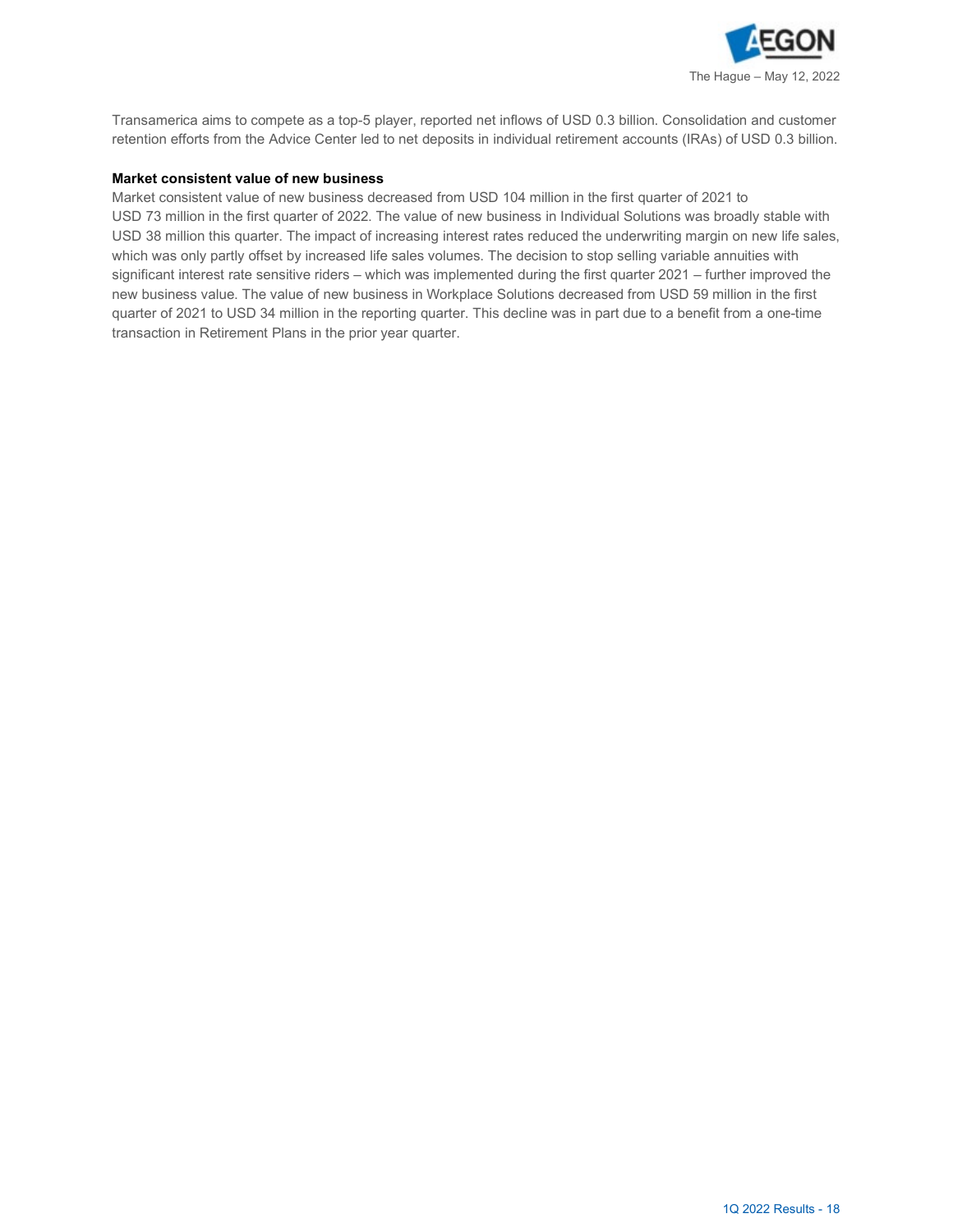Transamerica aims to compete as a top-5 player, reported net inflows of USD 0.3 billion. Consolidation and customer retention efforts from the Advice Center led to net deposits in individual retirement accounts (IRAs) of USD 0.3 billion.

**Market consistent value of new business**

Market consistent value of new business decreased from USD 104 million in the first quarter of 2021 to USD 73 million in the first quarter of 2022. The value of new business in Individual Solutions was broadly stable with USD 38 million this quarter. The impact of increasing interest rates reduced the underwriting margin on new life sales, which was only partly offset by increased life sales volumes. The decision to stop selling variable annuities with significant interest rate sensitive riders – which was implemented during the first quarter 2021 – further improved the new business value. The value of new business in Workplace Solutions decreased from USD 59 million in the first quarter of 2021 to USD 34 million in the reporting quarter. This decline was in part due to a benefit from a one-time transaction in Retirement Plans in the prior year quarter.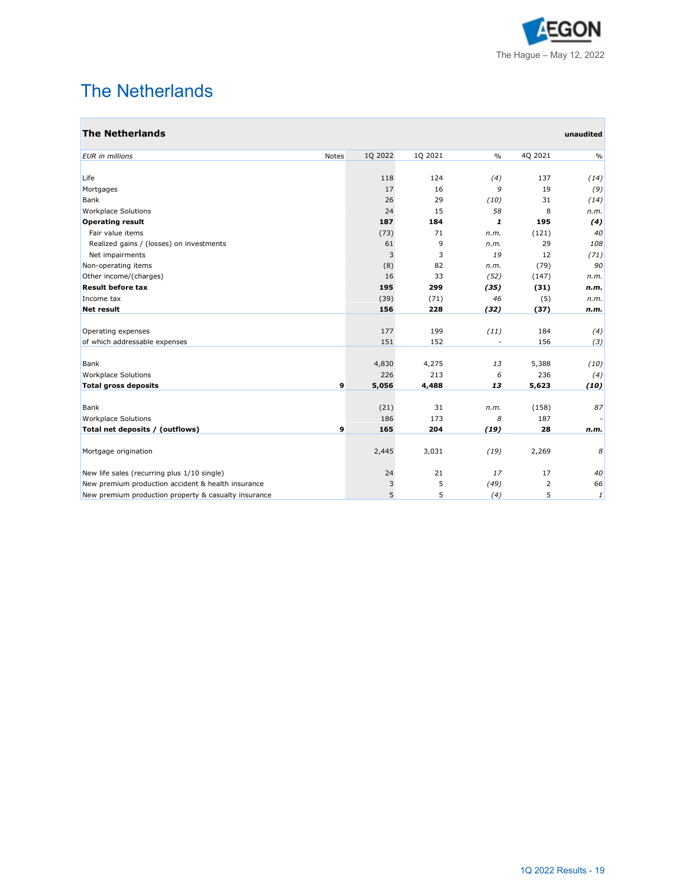# The Netherlands

| **The Netherlands** | | | | | | **unaudited** |
|---|---|---|---|---|---|---|
| *EUR in millions* | Notes | 1Q 2022 | 1Q 2021 | % | 4Q 2021 | % |
| | | | | | | |
| Life | | 118 | 124 | *(4)* | 137 | *(14)* |
| Mortgages | | 17 | 16 | *9* | 19 | *(9)* |
| Bank | | 26 | 29 | *(10)* | 31 | *(14)* |
| Workplace Solutions | | 24 | 15 | *58* | 8 | *n.m.* |
| **Operating result** | | **187** | **184** | ***1*** | **195** | ***(4)*** |
| Fair value items | | (73) | 71 | *n.m.* | (121) | *40* |
| Realized gains / (losses) on investments | | 61 | 9 | *n.m.* | 29 | *108* |
| Net impairments | | 3 | 3 | *19* | 12 | *(71)* |
| Non-operating items | | (8) | 82 | *n.m.* | (79) | *90* |
| Other income/(charges) | | 16 | 33 | *(52)* | (147) | *n.m.* |
| **Result before tax** | | **195** | **299** | ***(35)*** | **(31)** | ***n.m.*** |
| Income tax | | (39) | (71) | *46* | (5) | *n.m.* |
| **Net result** | | **156** | **228** | ***(32)*** | **(37)** | ***n.m.*** |
| | | | | | | |
| Operating expenses | | 177 | 199 | *(11)* | 184 | *(4)* |
| of which addressable expenses | | 151 | 152 | *-* | 156 | *(3)* |
| | | | | | | |
| Bank | | 4,830 | 4,275 | *13* | 5,388 | *(10)* |
| Workplace Solutions | | 226 | 213 | *6* | 236 | *(4)* |
| **Total gross deposits** | **9** | **5,056** | **4,488** | ***13*** | **5,623** | ***(10)*** |
| | | | | | | |
| Bank | | (21) | 31 | *n.m.* | (158) | *87* |
| Workplace Solutions | | 186 | 173 | *8* | 187 | *-* |
| **Total net deposits / (outflows)** | **9** | **165** | **204** | ***(19)*** | **28** | ***n.m.*** |
| | | | | | | |
| Mortgage origination | | 2,445 | 3,031 | *(19)* | 2,269 | *8* |
| | | | | | | |
| New life sales (recurring plus 1/10 single) | | 24 | 21 | *17* | 17 | *40* |
| New premium production accident & health insurance | | 3 | 5 | *(49)* | 2 | *66* |
| New premium production property & casualty insurance | | 5 | 5 | *(4)* | 5 | *1* |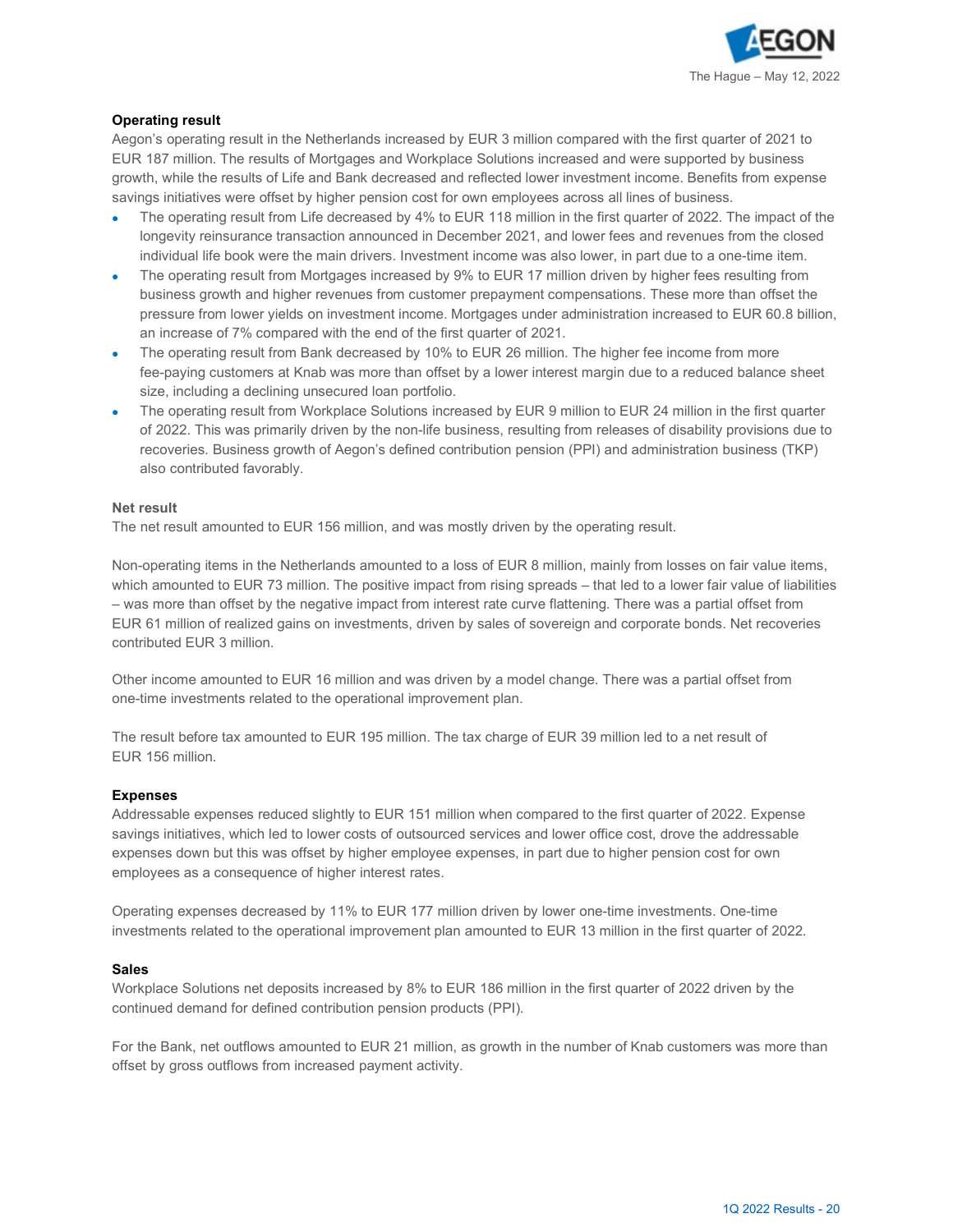**Operating result**

Aegon's operating result in the Netherlands increased by EUR 3 million compared with the first quarter of 2021 to EUR 187 million. The results of Mortgages and Workplace Solutions increased and were supported by business growth, while the results of Life and Bank decreased and reflected lower investment income. Benefits from expense savings initiatives were offset by higher pension cost for own employees across all lines of business.

- The operating result from Life decreased by 4% to EUR 118 million in the first quarter of 2022. The impact of the longevity reinsurance transaction announced in December 2021, and lower fees and revenues from the closed individual life book were the main drivers. Investment income was also lower, in part due to a one-time item.
- The operating result from Mortgages increased by 9% to EUR 17 million driven by higher fees resulting from business growth and higher revenues from customer prepayment compensations. These more than offset the pressure from lower yields on investment income. Mortgages under administration increased to EUR 60.8 billion, an increase of 7% compared with the end of the first quarter of 2021.
- The operating result from Bank decreased by 10% to EUR 26 million. The higher fee income from more fee-paying customers at Knab was more than offset by a lower interest margin due to a reduced balance sheet size, including a declining unsecured loan portfolio.
- The operating result from Workplace Solutions increased by EUR 9 million to EUR 24 million in the first quarter of 2022. This was primarily driven by the non-life business, resulting from releases of disability provisions due to recoveries. Business growth of Aegon's defined contribution pension (PPI) and administration business (TKP) also contributed favorably.

**Net result**

The net result amounted to EUR 156 million, and was mostly driven by the operating result.

Non-operating items in the Netherlands amounted to a loss of EUR 8 million, mainly from losses on fair value items, which amounted to EUR 73 million. The positive impact from rising spreads – that led to a lower fair value of liabilities – was more than offset by the negative impact from interest rate curve flattening. There was a partial offset from EUR 61 million of realized gains on investments, driven by sales of sovereign and corporate bonds. Net recoveries contributed EUR 3 million.

Other income amounted to EUR 16 million and was driven by a model change. There was a partial offset from one-time investments related to the operational improvement plan.

The result before tax amounted to EUR 195 million. The tax charge of EUR 39 million led to a net result of EUR 156 million.

**Expenses**

Addressable expenses reduced slightly to EUR 151 million when compared to the first quarter of 2022. Expense savings initiatives, which led to lower costs of outsourced services and lower office cost, drove the addressable expenses down but this was offset by higher employee expenses, in part due to higher pension cost for own employees as a consequence of higher interest rates.

Operating expenses decreased by 11% to EUR 177 million driven by lower one-time investments. One-time investments related to the operational improvement plan amounted to EUR 13 million in the first quarter of 2022.

**Sales**

Workplace Solutions net deposits increased by 8% to EUR 186 million in the first quarter of 2022 driven by the continued demand for defined contribution pension products (PPI).

For the Bank, net outflows amounted to EUR 21 million, as growth in the number of Knab customers was more than offset by gross outflows from increased payment activity.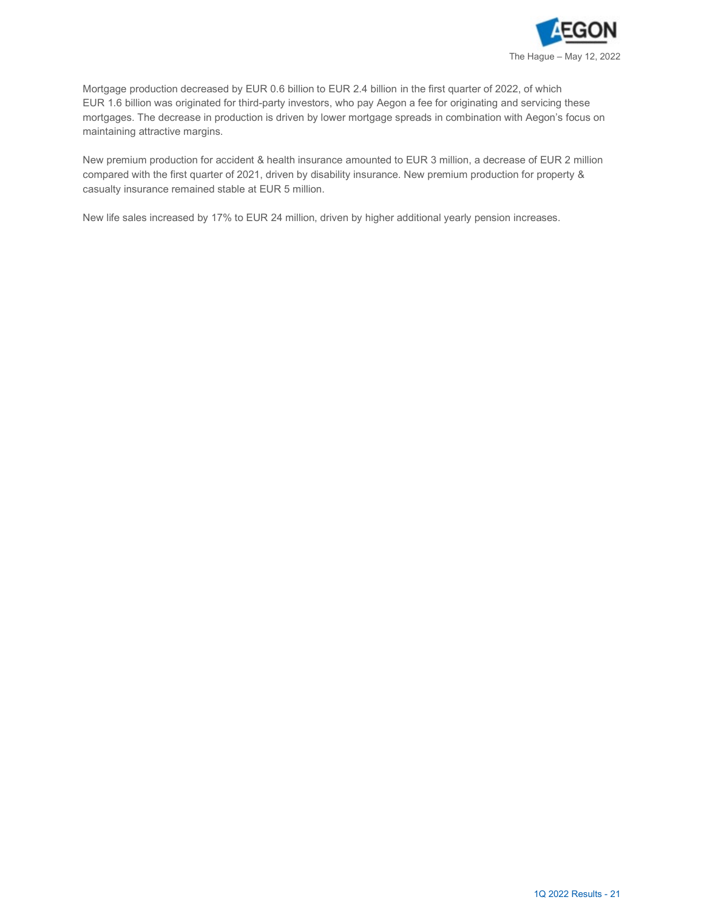Mortgage production decreased by EUR 0.6 billion to EUR 2.4 billion in the first quarter of 2022, of which EUR 1.6 billion was originated for third-party investors, who pay Aegon a fee for originating and servicing these mortgages. The decrease in production is driven by lower mortgage spreads in combination with Aegon's focus on maintaining attractive margins.

New premium production for accident & health insurance amounted to EUR 3 million, a decrease of EUR 2 million compared with the first quarter of 2021, driven by disability insurance. New premium production for property & casualty insurance remained stable at EUR 5 million.

New life sales increased by 17% to EUR 24 million, driven by higher additional yearly pension increases.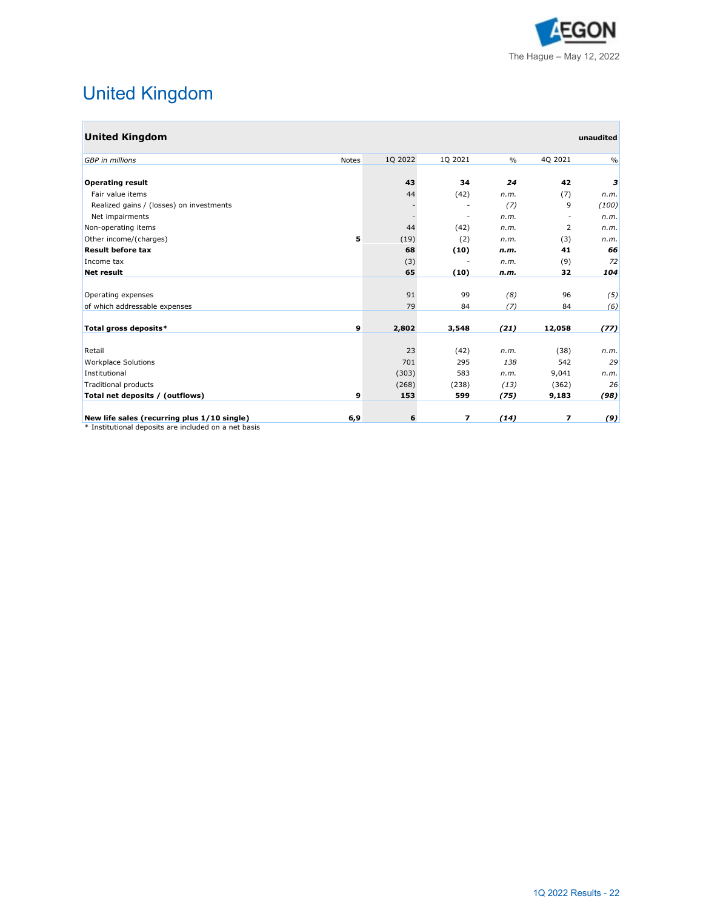# United Kingdom

| United Kingdom | | | | | | unaudited |
|---|---|---|---|---|---|---|
| *GBP in millions* | Notes | 1Q 2022 | 1Q 2021 | % | 4Q 2021 | % |
| **Operating result** | | **43** | **34** | ***24*** | **42** | ***3*** |
| Fair value items | | 44 | (42) | *n.m.* | (7) | *n.m.* |
| Realized gains / (losses) on investments | | - | - | *(7)* | 9 | *(100)* |
| Net impairments | | - | - | *n.m.* | - | *n.m.* |
| Non-operating items | | 44 | (42) | *n.m.* | 2 | *n.m.* |
| Other income/(charges) | 5 | (19) | (2) | *n.m.* | (3) | *n.m.* |
| **Result before tax** | | **68** | **(10)** | ***n.m.*** | **41** | ***66*** |
| Income tax | | (3) | - | *n.m.* | (9) | *72* |
| **Net result** | | **65** | **(10)** | ***n.m.*** | **32** | ***104*** |
| | | | | | | |
| Operating expenses | | 91 | 99 | *(8)* | 96 | *(5)* |
| of which addressable expenses | | 79 | 84 | *(7)* | 84 | *(6)* |
| | | | | | | |
| **Total gross deposits*** | 9 | **2,802** | **3,548** | ***(21)*** | **12,058** | ***(77)*** |
| | | | | | | |
| Retail | | 23 | (42) | *n.m.* | (38) | *n.m.* |
| Workplace Solutions | | 701 | 295 | *138* | 542 | *29* |
| Institutional | | (303) | 583 | *n.m.* | 9,041 | *n.m.* |
| Traditional products | | (268) | (238) | *(13)* | (362) | *26* |
| **Total net deposits / (outflows)** | 9 | **153** | **599** | ***(75)*** | **9,183** | ***(98)*** |
| | | | | | | |
| **New life sales (recurring plus 1/10 single)** | 6,9 | **6** | **7** | ***(14)*** | **7** | ***(9)*** |

* Institutional deposits are included on a net basis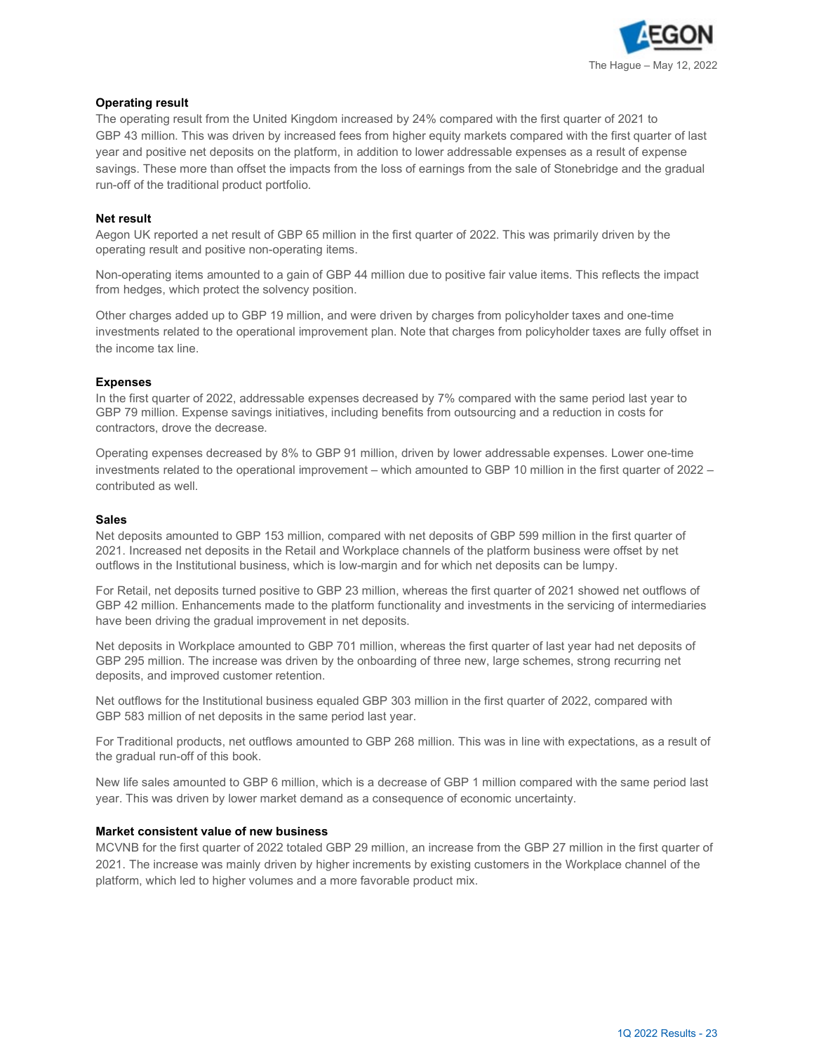**Operating result**

The operating result from the United Kingdom increased by 24% compared with the first quarter of 2021 to GBP 43 million. This was driven by increased fees from higher equity markets compared with the first quarter of last year and positive net deposits on the platform, in addition to lower addressable expenses as a result of expense savings. These more than offset the impacts from the loss of earnings from the sale of Stonebridge and the gradual run-off of the traditional product portfolio.

**Net result**

Aegon UK reported a net result of GBP 65 million in the first quarter of 2022. This was primarily driven by the operating result and positive non-operating items.

Non-operating items amounted to a gain of GBP 44 million due to positive fair value items. This reflects the impact from hedges, which protect the solvency position.

Other charges added up to GBP 19 million, and were driven by charges from policyholder taxes and one-time investments related to the operational improvement plan. Note that charges from policyholder taxes are fully offset in the income tax line.

**Expenses**

In the first quarter of 2022, addressable expenses decreased by 7% compared with the same period last year to GBP 79 million. Expense savings initiatives, including benefits from outsourcing and a reduction in costs for contractors, drove the decrease.

Operating expenses decreased by 8% to GBP 91 million, driven by lower addressable expenses. Lower one-time investments related to the operational improvement – which amounted to GBP 10 million in the first quarter of 2022 – contributed as well.

**Sales**

Net deposits amounted to GBP 153 million, compared with net deposits of GBP 599 million in the first quarter of 2021. Increased net deposits in the Retail and Workplace channels of the platform business were offset by net outflows in the Institutional business, which is low-margin and for which net deposits can be lumpy.

For Retail, net deposits turned positive to GBP 23 million, whereas the first quarter of 2021 showed net outflows of GBP 42 million. Enhancements made to the platform functionality and investments in the servicing of intermediaries have been driving the gradual improvement in net deposits.

Net deposits in Workplace amounted to GBP 701 million, whereas the first quarter of last year had net deposits of GBP 295 million. The increase was driven by the onboarding of three new, large schemes, strong recurring net deposits, and improved customer retention.

Net outflows for the Institutional business equaled GBP 303 million in the first quarter of 2022, compared with GBP 583 million of net deposits in the same period last year.

For Traditional products, net outflows amounted to GBP 268 million. This was in line with expectations, as a result of the gradual run-off of this book.

New life sales amounted to GBP 6 million, which is a decrease of GBP 1 million compared with the same period last year. This was driven by lower market demand as a consequence of economic uncertainty.

**Market consistent value of new business**

MCVNB for the first quarter of 2022 totaled GBP 29 million, an increase from the GBP 27 million in the first quarter of 2021. The increase was mainly driven by higher increments by existing customers in the Workplace channel of the platform, which led to higher volumes and a more favorable product mix.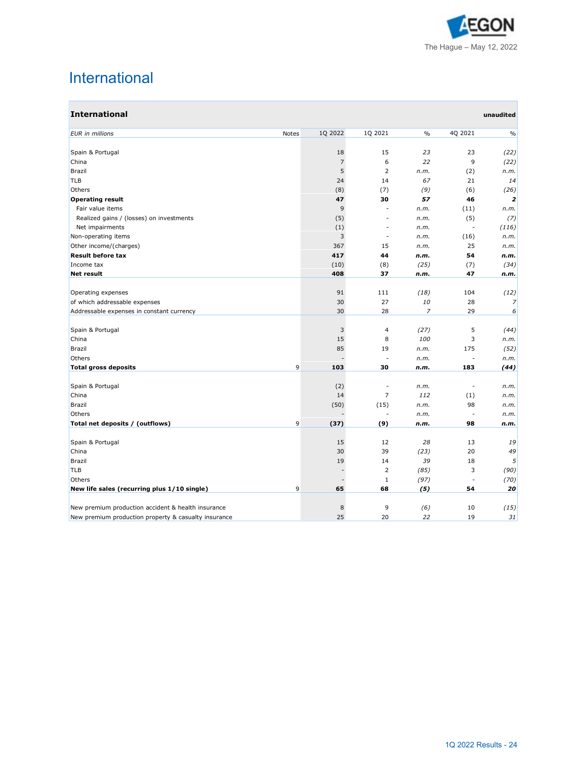# International

| International | | | | | | unaudited |
|---|---|---|---|---|---|---|
| *EUR in millions* | Notes | 1Q 2022 | 1Q 2021 | % | 4Q 2021 | % |
| | | | | | | |
| Spain & Portugal | | 18 | 15 | *23* | 23 | *(22)* |
| China | | 7 | 6 | *22* | 9 | *(22)* |
| Brazil | | 5 | 2 | *n.m.* | (2) | *n.m.* |
| TLB | | 24 | 14 | *67* | 21 | *14* |
| Others | | (8) | (7) | *(9)* | (6) | *(26)* |
| **Operating result** | | **47** | **30** | ***57*** | **46** | ***2*** |
| Fair value items | | 9 | - | *n.m.* | (11) | *n.m.* |
| Realized gains / (losses) on investments | | (5) | - | *n.m.* | (5) | *(7)* |
| Net impairments | | (1) | - | *n.m.* | - | *(116)* |
| Non-operating items | | 3 | - | *n.m.* | (16) | *n.m.* |
| Other income/(charges) | | 367 | 15 | *n.m.* | 25 | *n.m.* |
| **Result before tax** | | **417** | **44** | ***n.m.*** | **54** | ***n.m.*** |
| Income tax | | (10) | (8) | *(25)* | (7) | *(34)* |
| **Net result** | | **408** | **37** | ***n.m.*** | **47** | ***n.m.*** |
| | | | | | | |
| Operating expenses | | 91 | 111 | *(18)* | 104 | *(12)* |
| of which addressable expenses | | 30 | 27 | *10* | 28 | *7* |
| Addressable expenses in constant currency | | 30 | 28 | *7* | 29 | *6* |
| | | | | | | |
| Spain & Portugal | | 3 | 4 | *(27)* | 5 | *(44)* |
| China | | 15 | 8 | *100* | 3 | *n.m.* |
| Brazil | | 85 | 19 | *n.m.* | 175 | *(52)* |
| Others | | - | - | *n.m.* | - | *n.m.* |
| **Total gross deposits** | 9 | **103** | **30** | ***n.m.*** | **183** | ***(44)*** |
| | | | | | | |
| Spain & Portugal | | (2) | - | *n.m.* | - | *n.m.* |
| China | | 14 | 7 | *112* | (1) | *n.m.* |
| Brazil | | (50) | (15) | *n.m.* | 98 | *n.m.* |
| Others | | - | - | *n.m.* | - | *n.m.* |
| **Total net deposits / (outflows)** | 9 | **(37)** | **(9)** | ***n.m.*** | **98** | ***n.m.*** |
| | | | | | | |
| Spain & Portugal | | 15 | 12 | *28* | 13 | *19* |
| China | | 30 | 39 | *(23)* | 20 | *49* |
| Brazil | | 19 | 14 | *39* | 18 | *5* |
| TLB | | - | 2 | *(85)* | 3 | *(90)* |
| Others | | - | 1 | *(97)* | - | *(70)* |
| **New life sales (recurring plus 1/10 single)** | 9 | **65** | **68** | ***(5)*** | **54** | ***20*** |
| | | | | | | |
| New premium production accident & health insurance | | 8 | 9 | *(6)* | 10 | *(15)* |
| New premium production property & casualty insurance | | 25 | 20 | *22* | 19 | *31* |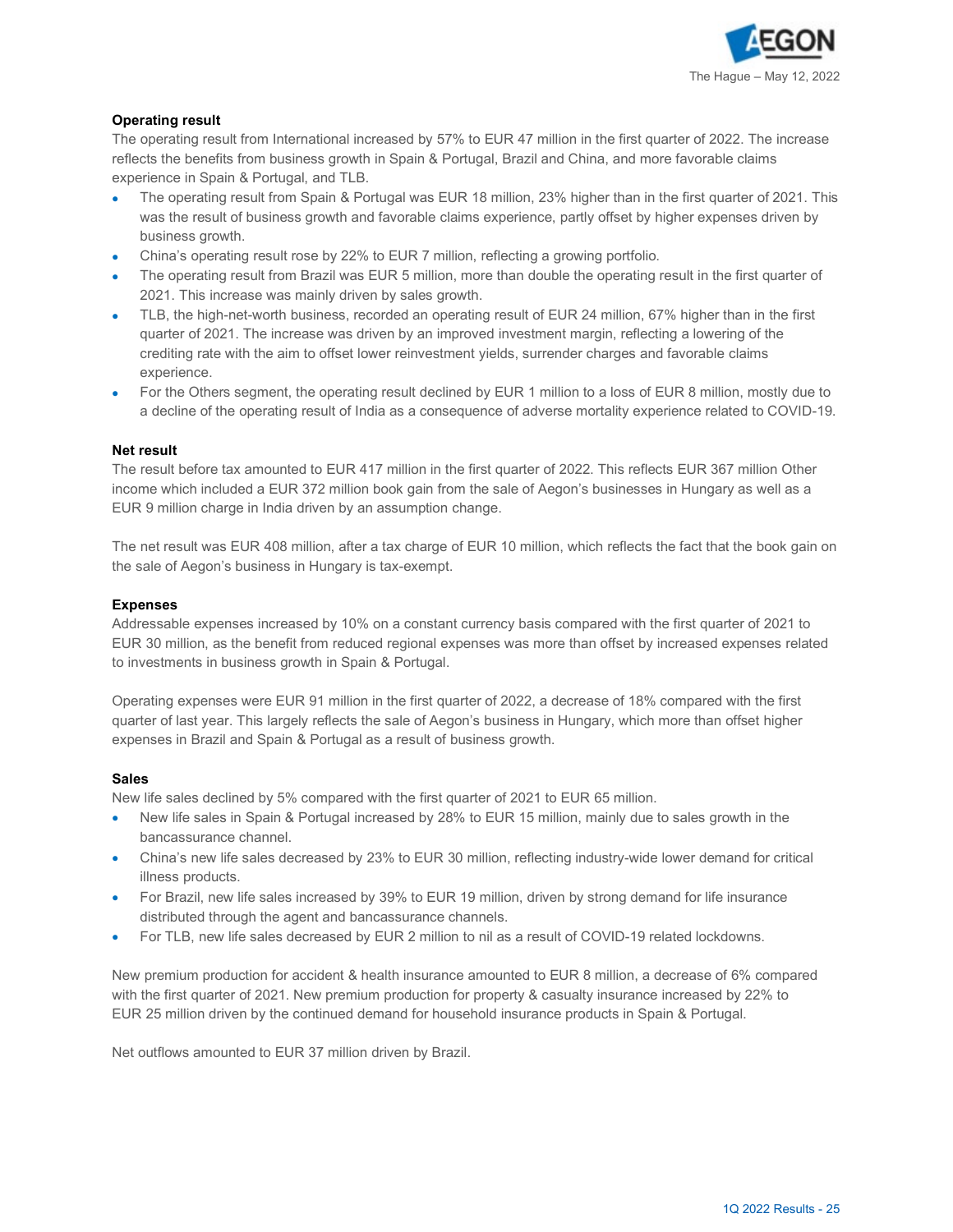### Operating result

The operating result from International increased by 57% to EUR 47 million in the first quarter of 2022. The increase reflects the benefits from business growth in Spain & Portugal, Brazil and China, and more favorable claims experience in Spain & Portugal, and TLB.

- The operating result from Spain & Portugal was EUR 18 million, 23% higher than in the first quarter of 2021. This was the result of business growth and favorable claims experience, partly offset by higher expenses driven by business growth.
- China's operating result rose by 22% to EUR 7 million, reflecting a growing portfolio.
- The operating result from Brazil was EUR 5 million, more than double the operating result in the first quarter of 2021. This increase was mainly driven by sales growth.
- TLB, the high-net-worth business, recorded an operating result of EUR 24 million, 67% higher than in the first quarter of 2021. The increase was driven by an improved investment margin, reflecting a lowering of the crediting rate with the aim to offset lower reinvestment yields, surrender charges and favorable claims experience.
- For the Others segment, the operating result declined by EUR 1 million to a loss of EUR 8 million, mostly due to a decline of the operating result of India as a consequence of adverse mortality experience related to COVID-19.

### Net result

The result before tax amounted to EUR 417 million in the first quarter of 2022. This reflects EUR 367 million Other income which included a EUR 372 million book gain from the sale of Aegon's businesses in Hungary as well as a EUR 9 million charge in India driven by an assumption change.

The net result was EUR 408 million, after a tax charge of EUR 10 million, which reflects the fact that the book gain on the sale of Aegon's business in Hungary is tax-exempt.

### Expenses

Addressable expenses increased by 10% on a constant currency basis compared with the first quarter of 2021 to EUR 30 million, as the benefit from reduced regional expenses was more than offset by increased expenses related to investments in business growth in Spain & Portugal.

Operating expenses were EUR 91 million in the first quarter of 2022, a decrease of 18% compared with the first quarter of last year. This largely reflects the sale of Aegon's business in Hungary, which more than offset higher expenses in Brazil and Spain & Portugal as a result of business growth.

### Sales

New life sales declined by 5% compared with the first quarter of 2021 to EUR 65 million.

- New life sales in Spain & Portugal increased by 28% to EUR 15 million, mainly due to sales growth in the bancassurance channel.
- China's new life sales decreased by 23% to EUR 30 million, reflecting industry-wide lower demand for critical illness products.
- For Brazil, new life sales increased by 39% to EUR 19 million, driven by strong demand for life insurance distributed through the agent and bancassurance channels.
- For TLB, new life sales decreased by EUR 2 million to nil as a result of COVID-19 related lockdowns.

New premium production for accident & health insurance amounted to EUR 8 million, a decrease of 6% compared with the first quarter of 2021. New premium production for property & casualty insurance increased by 22% to EUR 25 million driven by the continued demand for household insurance products in Spain & Portugal.

Net outflows amounted to EUR 37 million driven by Brazil.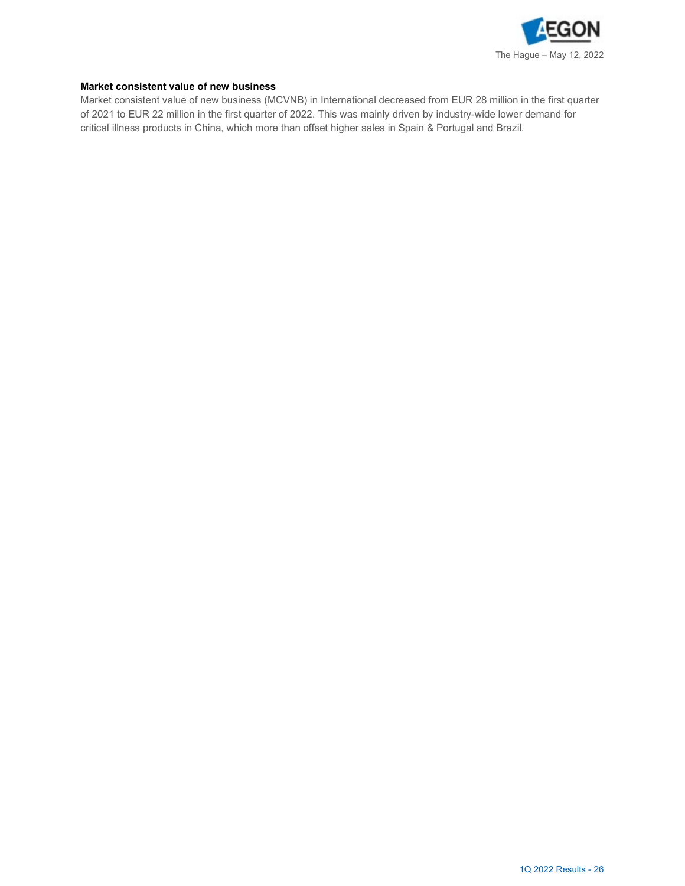**Market consistent value of new business**

Market consistent value of new business (MCVNB) in International decreased from EUR 28 million in the first quarter of 2021 to EUR 22 million in the first quarter of 2022. This was mainly driven by industry-wide lower demand for critical illness products in China, which more than offset higher sales in Spain & Portugal and Brazil.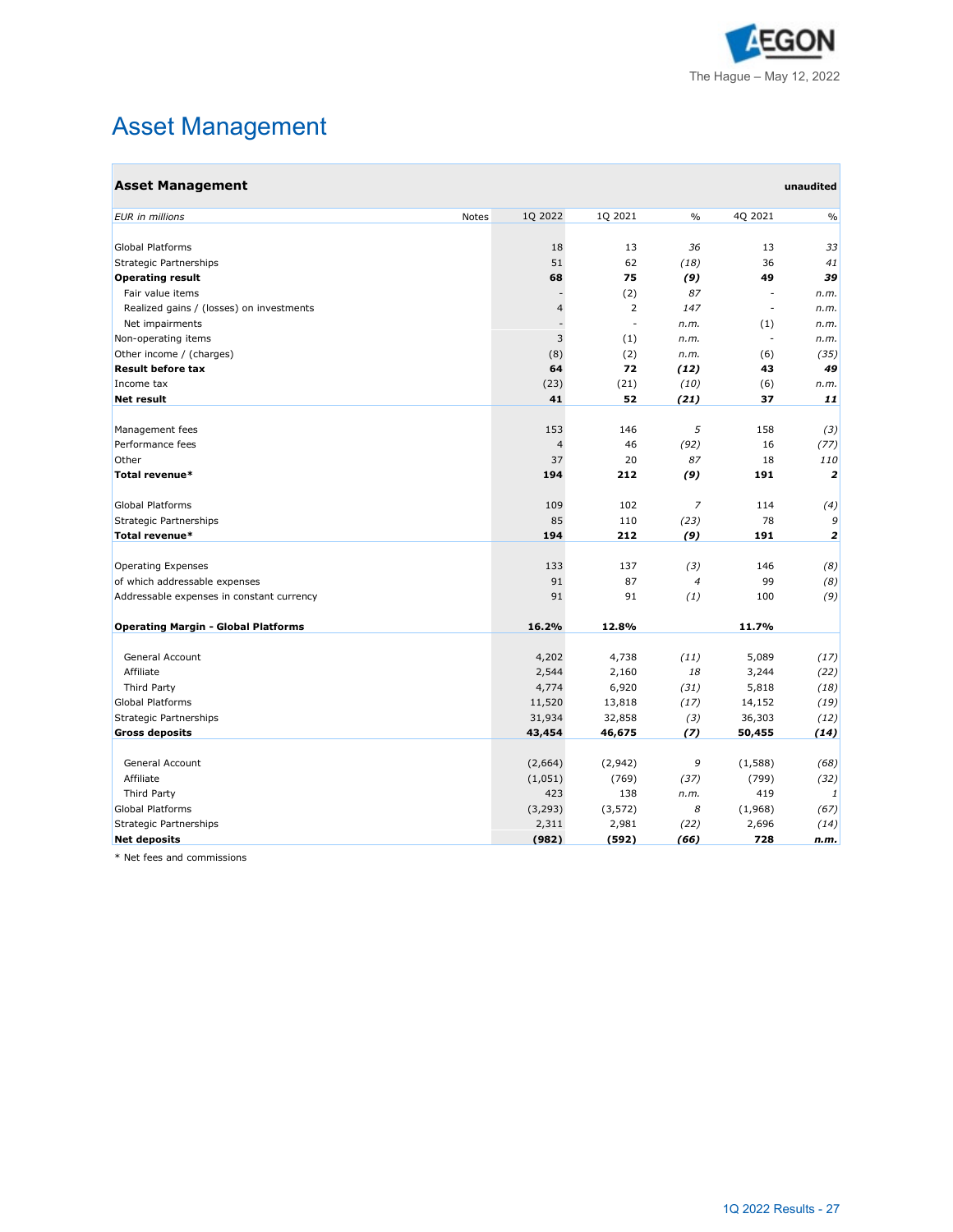# Asset Management

| **Asset Management** | | | | | | **unaudited** |
|---|---|---|---|---|---|---|
| *EUR in millions* | Notes | 1Q 2022 | 1Q 2021 | % | 4Q 2021 | % |
| | | | | | | |
| Global Platforms | | 18 | 13 | *36* | 13 | *33* |
| Strategic Partnerships | | 51 | 62 | *(18)* | 36 | *41* |
| **Operating result** | | **68** | **75** | ***(9)*** | **49** | ***39*** |
| Fair value items | | - | (2) | *87* | - | *n.m.* |
| Realized gains / (losses) on investments | | 4 | 2 | *147* | - | *n.m.* |
| Net impairments | | - | - | *n.m.* | (1) | *n.m.* |
| Non-operating items | | 3 | (1) | *n.m.* | - | *n.m.* |
| Other income / (charges) | | (8) | (2) | *n.m.* | (6) | *(35)* |
| **Result before tax** | | **64** | **72** | ***(12)*** | **43** | ***49*** |
| Income tax | | (23) | (21) | *(10)* | (6) | *n.m.* |
| **Net result** | | **41** | **52** | ***(21)*** | **37** | ***11*** |
| | | | | | | |
| Management fees | | 153 | 146 | *5* | 158 | *(3)* |
| Performance fees | | 4 | 46 | *(92)* | 16 | *(77)* |
| Other | | 37 | 20 | *87* | 18 | *110* |
| **Total revenue*** | | **194** | **212** | ***(9)*** | **191** | ***2*** |
| | | | | | | |
| Global Platforms | | 109 | 102 | *7* | 114 | *(4)* |
| Strategic Partnerships | | 85 | 110 | *(23)* | 78 | *9* |
| **Total revenue*** | | **194** | **212** | ***(9)*** | **191** | ***2*** |
| | | | | | | |
| Operating Expenses | | 133 | 137 | *(3)* | 146 | *(8)* |
| of which addressable expenses | | 91 | 87 | *4* | 99 | *(8)* |
| Addressable expenses in constant currency | | 91 | 91 | *(1)* | 100 | *(9)* |
| | | | | | | |
| **Operating Margin - Global Platforms** | | **16.2%** | **12.8%** | | **11.7%** | |
| | | | | | | |
| General Account | | 4,202 | 4,738 | *(11)* | 5,089 | *(17)* |
| Affiliate | | 2,544 | 2,160 | *18* | 3,244 | *(22)* |
| Third Party | | 4,774 | 6,920 | *(31)* | 5,818 | *(18)* |
| Global Platforms | | 11,520 | 13,818 | *(17)* | 14,152 | *(19)* |
| Strategic Partnerships | | 31,934 | 32,858 | *(3)* | 36,303 | *(12)* |
| **Gross deposits** | | **43,454** | **46,675** | ***(7)*** | **50,455** | ***(14)*** |
| | | | | | | |
| General Account | | (2,664) | (2,942) | *9* | (1,588) | *(68)* |
| Affiliate | | (1,051) | (769) | *(37)* | (799) | *(32)* |
| Third Party | | 423 | 138 | *n.m.* | 419 | *1* |
| Global Platforms | | (3,293) | (3,572) | *8* | (1,968) | *(67)* |
| Strategic Partnerships | | 2,311 | 2,981 | *(22)* | 2,696 | *(14)* |
| **Net deposits** | | **(982)** | **(592)** | ***(66)*** | **728** | ***n.m.*** |

* Net fees and commissions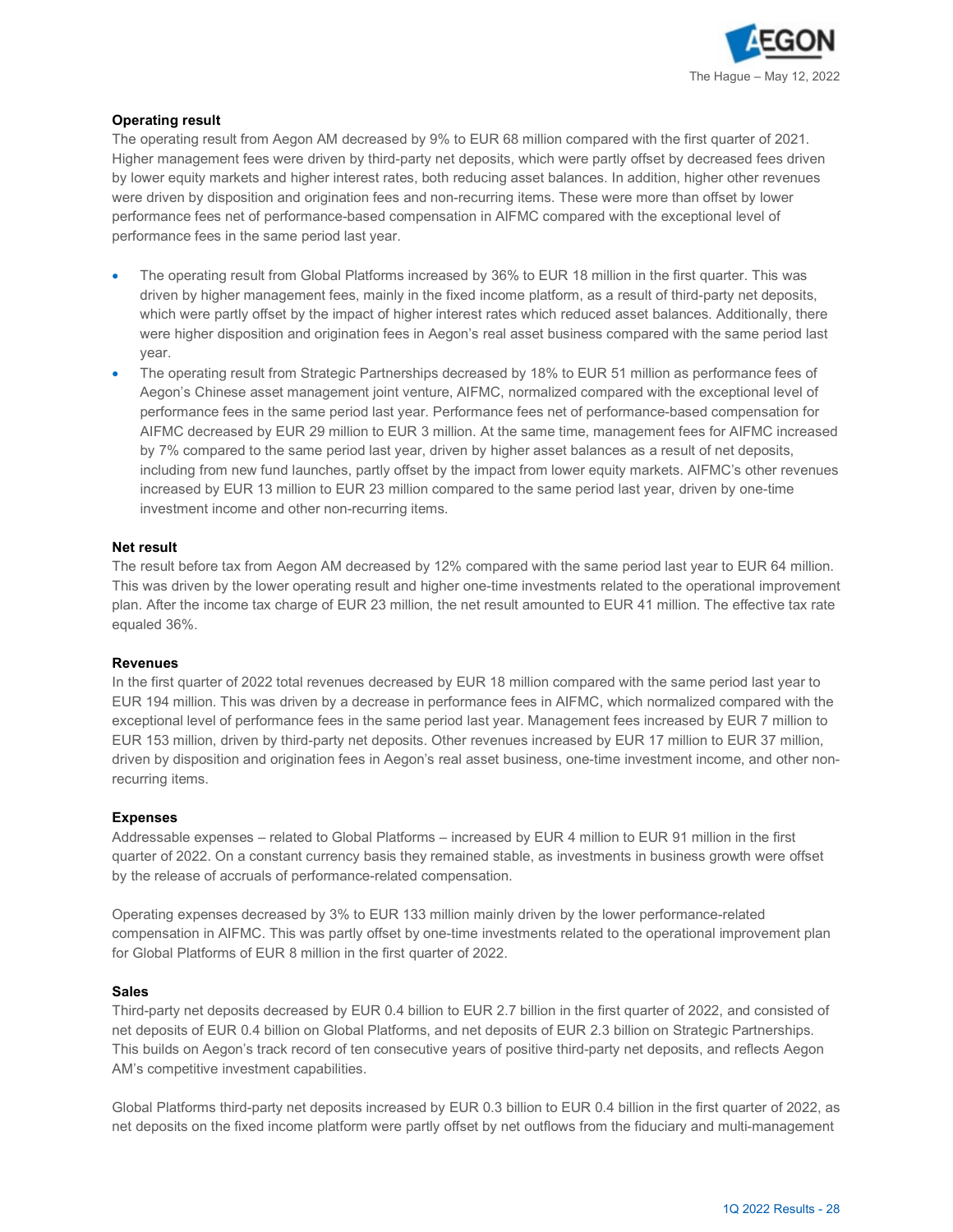**Operating result**

The operating result from Aegon AM decreased by 9% to EUR 68 million compared with the first quarter of 2021. Higher management fees were driven by third-party net deposits, which were partly offset by decreased fees driven by lower equity markets and higher interest rates, both reducing asset balances. In addition, higher other revenues were driven by disposition and origination fees and non-recurring items. These were more than offset by lower performance fees net of performance-based compensation in AIFMC compared with the exceptional level of performance fees in the same period last year.

- The operating result from Global Platforms increased by 36% to EUR 18 million in the first quarter. This was driven by higher management fees, mainly in the fixed income platform, as a result of third-party net deposits, which were partly offset by the impact of higher interest rates which reduced asset balances. Additionally, there were higher disposition and origination fees in Aegon's real asset business compared with the same period last year.
- The operating result from Strategic Partnerships decreased by 18% to EUR 51 million as performance fees of Aegon's Chinese asset management joint venture, AIFMC, normalized compared with the exceptional level of performance fees in the same period last year. Performance fees net of performance-based compensation for AIFMC decreased by EUR 29 million to EUR 3 million. At the same time, management fees for AIFMC increased by 7% compared to the same period last year, driven by higher asset balances as a result of net deposits, including from new fund launches, partly offset by the impact from lower equity markets. AIFMC's other revenues increased by EUR 13 million to EUR 23 million compared to the same period last year, driven by one-time investment income and other non-recurring items.

**Net result**

The result before tax from Aegon AM decreased by 12% compared with the same period last year to EUR 64 million. This was driven by the lower operating result and higher one-time investments related to the operational improvement plan. After the income tax charge of EUR 23 million, the net result amounted to EUR 41 million. The effective tax rate equaled 36%.

**Revenues**

In the first quarter of 2022 total revenues decreased by EUR 18 million compared with the same period last year to EUR 194 million. This was driven by a decrease in performance fees in AIFMC, which normalized compared with the exceptional level of performance fees in the same period last year. Management fees increased by EUR 7 million to EUR 153 million, driven by third-party net deposits. Other revenues increased by EUR 17 million to EUR 37 million, driven by disposition and origination fees in Aegon's real asset business, one-time investment income, and other non-recurring items.

**Expenses**

Addressable expenses – related to Global Platforms – increased by EUR 4 million to EUR 91 million in the first quarter of 2022. On a constant currency basis they remained stable, as investments in business growth were offset by the release of accruals of performance-related compensation.

Operating expenses decreased by 3% to EUR 133 million mainly driven by the lower performance-related compensation in AIFMC. This was partly offset by one-time investments related to the operational improvement plan for Global Platforms of EUR 8 million in the first quarter of 2022.

**Sales**

Third-party net deposits decreased by EUR 0.4 billion to EUR 2.7 billion in the first quarter of 2022, and consisted of net deposits of EUR 0.4 billion on Global Platforms, and net deposits of EUR 2.3 billion on Strategic Partnerships. This builds on Aegon's track record of ten consecutive years of positive third-party net deposits, and reflects Aegon AM's competitive investment capabilities.

Global Platforms third-party net deposits increased by EUR 0.3 billion to EUR 0.4 billion in the first quarter of 2022, as net deposits on the fixed income platform were partly offset by net outflows from the fiduciary and multi-management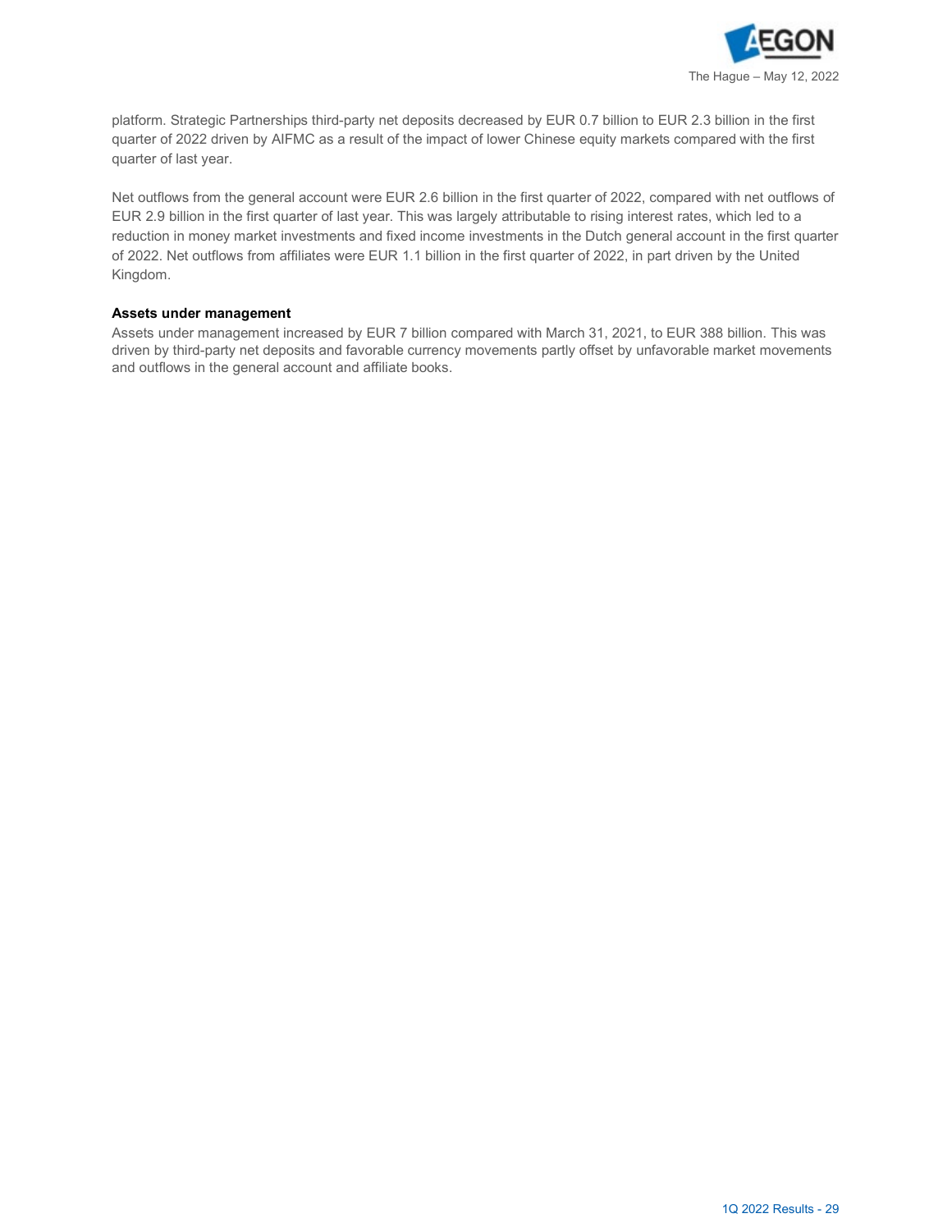platform. Strategic Partnerships third-party net deposits decreased by EUR 0.7 billion to EUR 2.3 billion in the first quarter of 2022 driven by AIFMC as a result of the impact of lower Chinese equity markets compared with the first quarter of last year.

Net outflows from the general account were EUR 2.6 billion in the first quarter of 2022, compared with net outflows of EUR 2.9 billion in the first quarter of last year. This was largely attributable to rising interest rates, which led to a reduction in money market investments and fixed income investments in the Dutch general account in the first quarter of 2022. Net outflows from affiliates were EUR 1.1 billion in the first quarter of 2022, in part driven by the United Kingdom.

**Assets under management**

Assets under management increased by EUR 7 billion compared with March 31, 2021, to EUR 388 billion. This was driven by third-party net deposits and favorable currency movements partly offset by unfavorable market movements and outflows in the general account and affiliate books.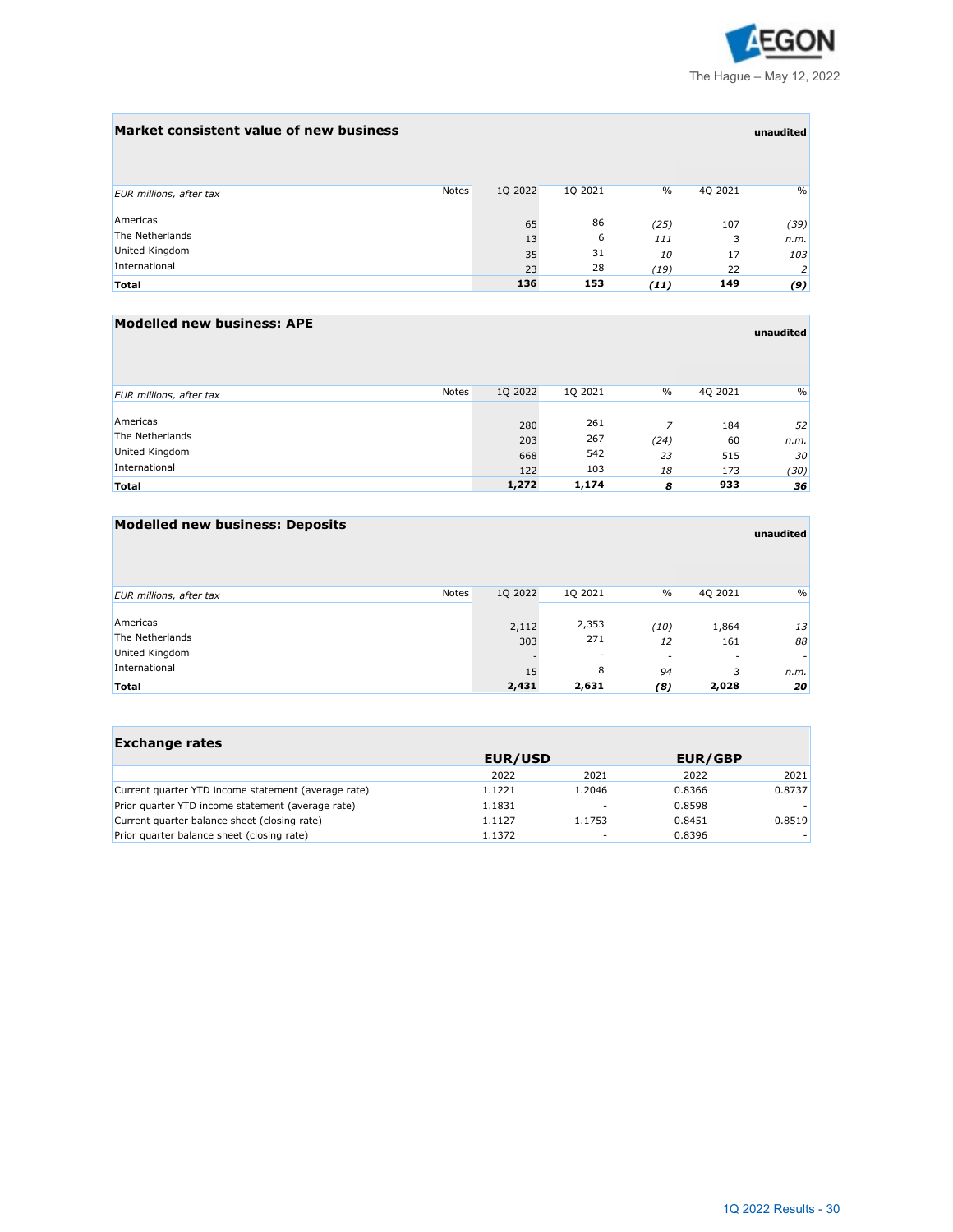## Market consistent value of new business

unaudited

| EUR millions, after tax | Notes | 1Q 2022 | 1Q 2021 | % | 4Q 2021 | % |
|---|---|---|---|---|---|---|
| Americas | | 65 | 86 | *(25)* | 107 | *(39)* |
| The Netherlands | | 13 | 6 | *111* | 3 | *n.m.* |
| United Kingdom | | 35 | 31 | *10* | 17 | *103* |
| International | | 23 | 28 | *(19)* | 22 | *2* |
| **Total** | | **136** | **153** | ***(11)*** | **149** | ***(9)*** |

## Modelled new business: APE

unaudited

| EUR millions, after tax | Notes | 1Q 2022 | 1Q 2021 | % | 4Q 2021 | % |
|---|---|---|---|---|---|---|
| Americas | | 280 | 261 | *7* | 184 | *52* |
| The Netherlands | | 203 | 267 | *(24)* | 60 | *n.m.* |
| United Kingdom | | 668 | 542 | *23* | 515 | *30* |
| International | | 122 | 103 | *18* | 173 | *(30)* |
| **Total** | | **1,272** | **1,174** | ***8*** | **933** | ***36*** |

## Modelled new business: Deposits

unaudited

| EUR millions, after tax | Notes | 1Q 2022 | 1Q 2021 | % | 4Q 2021 | % |
|---|---|---|---|---|---|---|
| Americas | | 2,112 | 2,353 | *(10)* | 1,864 | *13* |
| The Netherlands | | 303 | 271 | *12* | 161 | *88* |
| United Kingdom | | - | - | - | - | - |
| International | | 15 | 8 | *94* | 3 | *n.m.* |
| **Total** | | **2,431** | **2,631** | ***(8)*** | **2,028** | ***20*** |

## Exchange rates

| | **EUR/USD** | | **EUR/GBP** | |
|---|---|---|---|---|
| | 2022 | 2021 | 2022 | 2021 |
| Current quarter YTD income statement (average rate) | 1.1221 | 1.2046 | 0.8366 | 0.8737 |
| Prior quarter YTD income statement (average rate) | 1.1831 | - | 0.8598 | - |
| Current quarter balance sheet (closing rate) | 1.1127 | 1.1753 | 0.8451 | 0.8519 |
| Prior quarter balance sheet (closing rate) | 1.1372 | - | 0.8396 | - |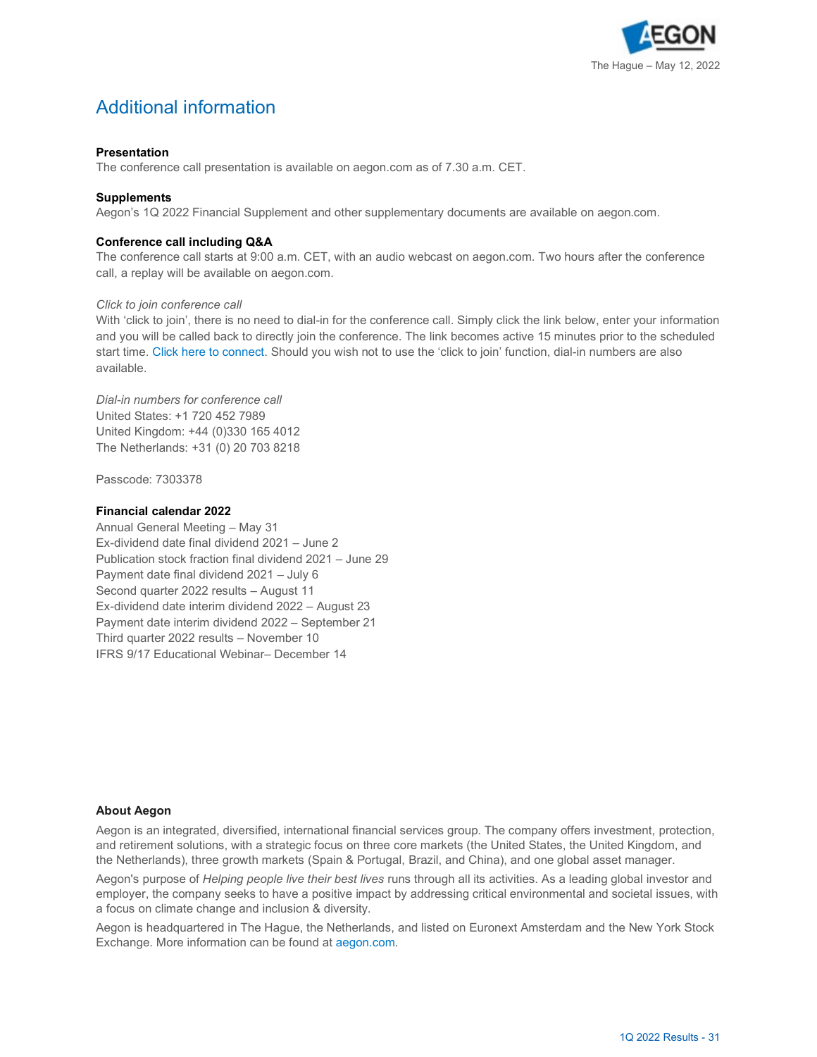The Hague – May 12, 2022

# Additional information

**Presentation**
The conference call presentation is available on aegon.com as of 7.30 a.m. CET.

**Supplements**
Aegon's 1Q 2022 Financial Supplement and other supplementary documents are available on aegon.com.

**Conference call including Q&A**
The conference call starts at 9:00 a.m. CET, with an audio webcast on aegon.com. Two hours after the conference call, a replay will be available on aegon.com.

*Click to join conference call*
With 'click to join', there is no need to dial-in for the conference call. Simply click the link below, enter your information and you will be called back to directly join the conference. The link becomes active 15 minutes prior to the scheduled start time. Click here to connect. Should you wish not to use the 'click to join' function, dial-in numbers are also available.

*Dial-in numbers for conference call*
United States: +1 720 452 7989
United Kingdom: +44 (0)330 165 4012
The Netherlands: +31 (0) 20 703 8218

Passcode: 7303378

**Financial calendar 2022**
Annual General Meeting – May 31
Ex-dividend date final dividend 2021 – June 2
Publication stock fraction final dividend 2021 – June 29
Payment date final dividend 2021 – July 6
Second quarter 2022 results – August 11
Ex-dividend date interim dividend 2022 – August 23
Payment date interim dividend 2022 – September 21
Third quarter 2022 results – November 10
IFRS 9/17 Educational Webinar– December 14

**About Aegon**

Aegon is an integrated, diversified, international financial services group. The company offers investment, protection, and retirement solutions, with a strategic focus on three core markets (the United States, the United Kingdom, and the Netherlands), three growth markets (Spain & Portugal, Brazil, and China), and one global asset manager.

Aegon's purpose of *Helping people live their best lives* runs through all its activities. As a leading global investor and employer, the company seeks to have a positive impact by addressing critical environmental and societal issues, with a focus on climate change and inclusion & diversity.

Aegon is headquartered in The Hague, the Netherlands, and listed on Euronext Amsterdam and the New York Stock Exchange. More information can be found at aegon.com.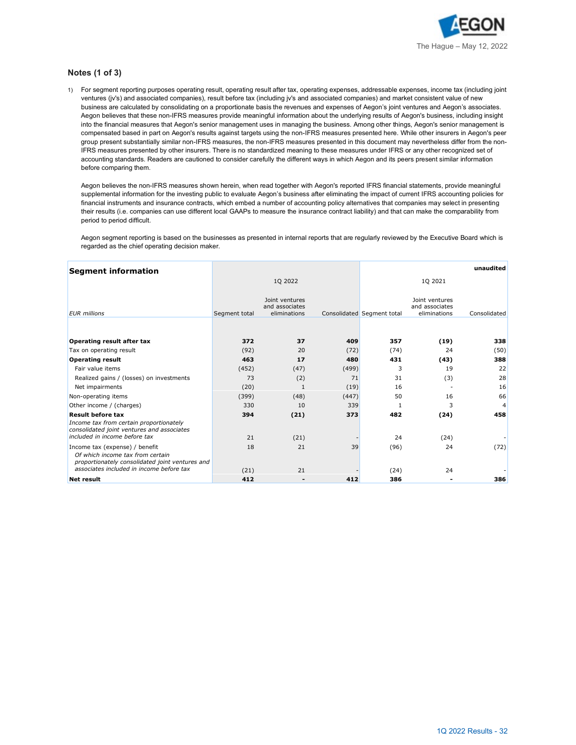### Notes (1 of 3)

1) For segment reporting purposes operating result, operating result after tax, operating expenses, addressable expenses, income tax (including joint ventures (jv's) and associated companies), result before tax (including jv's and associated companies) and market consistent value of new business are calculated by consolidating on a proportionate basis the revenues and expenses of Aegon's joint ventures and Aegon's associates. Aegon believes that these non-IFRS measures provide meaningful information about the underlying results of Aegon's business, including insight into the financial measures that Aegon's senior management uses in managing the business. Among other things, Aegon's senior management is compensated based in part on Aegon's results against targets using the non-IFRS measures presented here. While other insurers in Aegon's peer group present substantially similar non-IFRS measures, the non-IFRS measures presented in this document may nevertheless differ from the non-IFRS measures presented by other insurers. There is no standardized meaning to these measures under IFRS or any other recognized set of accounting standards. Readers are cautioned to consider carefully the different ways in which Aegon and its peers present similar information before comparing them.

   Aegon believes the non-IFRS measures shown herein, when read together with Aegon's reported IFRS financial statements, provide meaningful supplemental information for the investing public to evaluate Aegon's business after eliminating the impact of current IFRS accounting policies for financial instruments and insurance contracts, which embed a number of accounting policy alternatives that companies may select in presenting their results (i.e. companies can use different local GAAPs to measure the insurance contract liability) and that can make the comparability from period to period difficult.

   Aegon segment reporting is based on the businesses as presented in internal reports that are regularly reviewed by the Executive Board which is regarded as the chief operating decision maker.

| **Segment information** | 1Q 2022 | | | 1Q 2021 | | unaudited |
|---|---|---|---|---|---|---|
| *EUR millions* | Segment total | Joint ventures and associates eliminations | Consolidated | Segment total | Joint ventures and associates eliminations | Consolidated |
| **Operating result after tax** | **372** | **37** | **409** | **357** | **(19)** | **338** |
| Tax on operating result | (92) | 20 | (72) | (74) | 24 | (50) |
| **Operating result** | **463** | **17** | **480** | **431** | **(43)** | **388** |
| Fair value items | (452) | (47) | (499) | 3 | 19 | 22 |
| Realized gains / (losses) on investments | 73 | (2) | 71 | 31 | (3) | 28 |
| Net impairments | (20) | 1 | (19) | 16 | - | 16 |
| Non-operating items | (399) | (48) | (447) | 50 | 16 | 66 |
| Other income / (charges) | 330 | 10 | 339 | 1 | 3 | 4 |
| **Result before tax** | **394** | **(21)** | **373** | **482** | **(24)** | **458** |
| *Income tax from certain proportionately consolidated joint ventures and associates included in income before tax* | 21 | (21) | - | 24 | (24) | - |
| Income tax (expense) / benefit | 18 | 21 | 39 | (96) | 24 | (72) |
| *Of which income tax from certain proportionately consolidated joint ventures and associates included in income before tax* | (21) | 21 | - | (24) | 24 | - |
| **Net result** | **412** | **-** | **412** | **386** | **-** | **386** |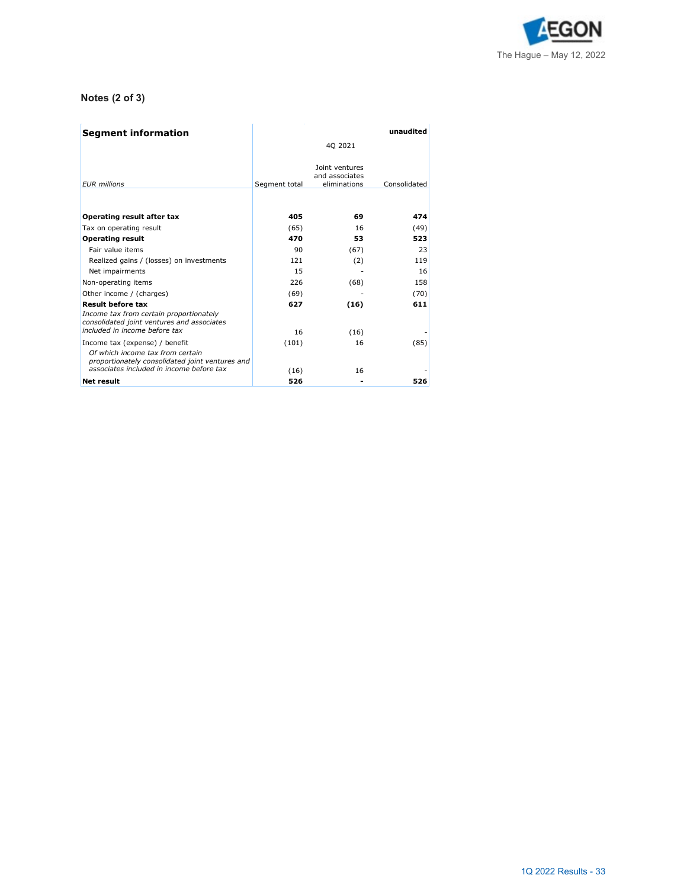## Notes (2 of 3)

| Segment information | | | unaudited |
|---|---|---|---|
| | 4Q 2021 | | |
| *EUR millions* | Segment total | Joint ventures and associates eliminations | Consolidated |
| **Operating result after tax** | **405** | **69** | **474** |
| Tax on operating result | (65) | 16 | (49) |
| **Operating result** | **470** | **53** | **523** |
| Fair value items | 90 | (67) | 23 |
| Realized gains / (losses) on investments | 121 | (2) | 119 |
| Net impairments | 15 | - | 16 |
| Non-operating items | 226 | (68) | 158 |
| Other income / (charges) | (69) | - | (70) |
| **Result before tax** | **627** | **(16)** | **611** |
| *Income tax from certain proportionately consolidated joint ventures and associates included in income before tax* | 16 | (16) | - |
| Income tax (expense) / benefit | (101) | 16 | (85) |
| *Of which income tax from certain proportionately consolidated joint ventures and associates included in income before tax* | (16) | 16 | - |
| **Net result** | **526** | **-** | **526** |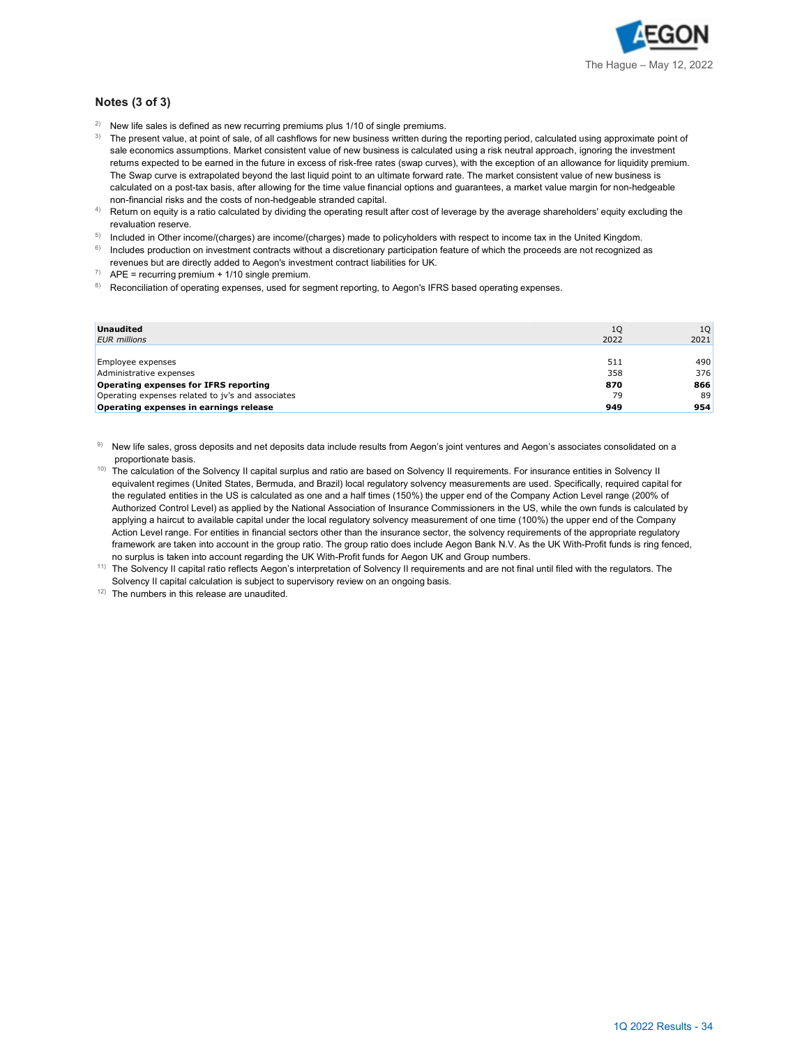### Notes (3 of 3)

2) New life sales is defined as new recurring premiums plus 1/10 of single premiums.

3) The present value, at point of sale, of all cashflows for new business written during the reporting period, calculated using approximate point of sale economics assumptions. Market consistent value of new business is calculated using a risk neutral approach, ignoring the investment returns expected to be earned in the future in excess of risk-free rates (swap curves), with the exception of an allowance for liquidity premium. The Swap curve is extrapolated beyond the last liquid point to an ultimate forward rate. The market consistent value of new business is calculated on a post-tax basis, after allowing for the time value financial options and guarantees, a market value margin for non-hedgeable non-financial risks and the costs of non-hedgeable stranded capital.

4) Return on equity is a ratio calculated by dividing the operating result after cost of leverage by the average shareholders' equity excluding the revaluation reserve.

5) Included in Other income/(charges) are income/(charges) made to policyholders with respect to income tax in the United Kingdom.

6) Includes production on investment contracts without a discretionary participation feature of which the proceeds are not recognized as revenues but are directly added to Aegon's investment contract liabilities for UK.

7) APE = recurring premium + 1/10 single premium.

8) Reconciliation of operating expenses, used for segment reporting, to Aegon's IFRS based operating expenses.

| **Unaudited** *EUR millions* | 1Q 2022 | 1Q 2021 |
|---|---|---|
| Employee expenses | 511 | 490 |
| Administrative expenses | 358 | 376 |
| **Operating expenses for IFRS reporting** | **870** | **866** |
| Operating expenses related to jv's and associates | 79 | 89 |
| **Operating expenses in earnings release** | **949** | **954** |

9) New life sales, gross deposits and net deposits data include results from Aegon's joint ventures and Aegon's associates consolidated on a proportionate basis.

10) The calculation of the Solvency II capital surplus and ratio are based on Solvency II requirements. For insurance entities in Solvency II equivalent regimes (United States, Bermuda, and Brazil) local regulatory solvency measurements are used. Specifically, required capital for the regulated entities in the US is calculated as one and a half times (150%) the upper end of the Company Action Level range (200% of Authorized Control Level) as applied by the National Association of Insurance Commissioners in the US, while the own funds is calculated by applying a haircut to available capital under the local regulatory solvency measurement of one time (100%) the upper end of the Company Action Level range. For entities in financial sectors other than the insurance sector, the solvency requirements of the appropriate regulatory framework are taken into account in the group ratio. The group ratio does include Aegon Bank N.V. As the UK With-Profit funds is ring fenced, no surplus is taken into account regarding the UK With-Profit funds for Aegon UK and Group numbers.

11) The Solvency II capital ratio reflects Aegon's interpretation of Solvency II requirements and are not final until filed with the regulators. The Solvency II capital calculation is subject to supervisory review on an ongoing basis.

12) The numbers in this release are unaudited.